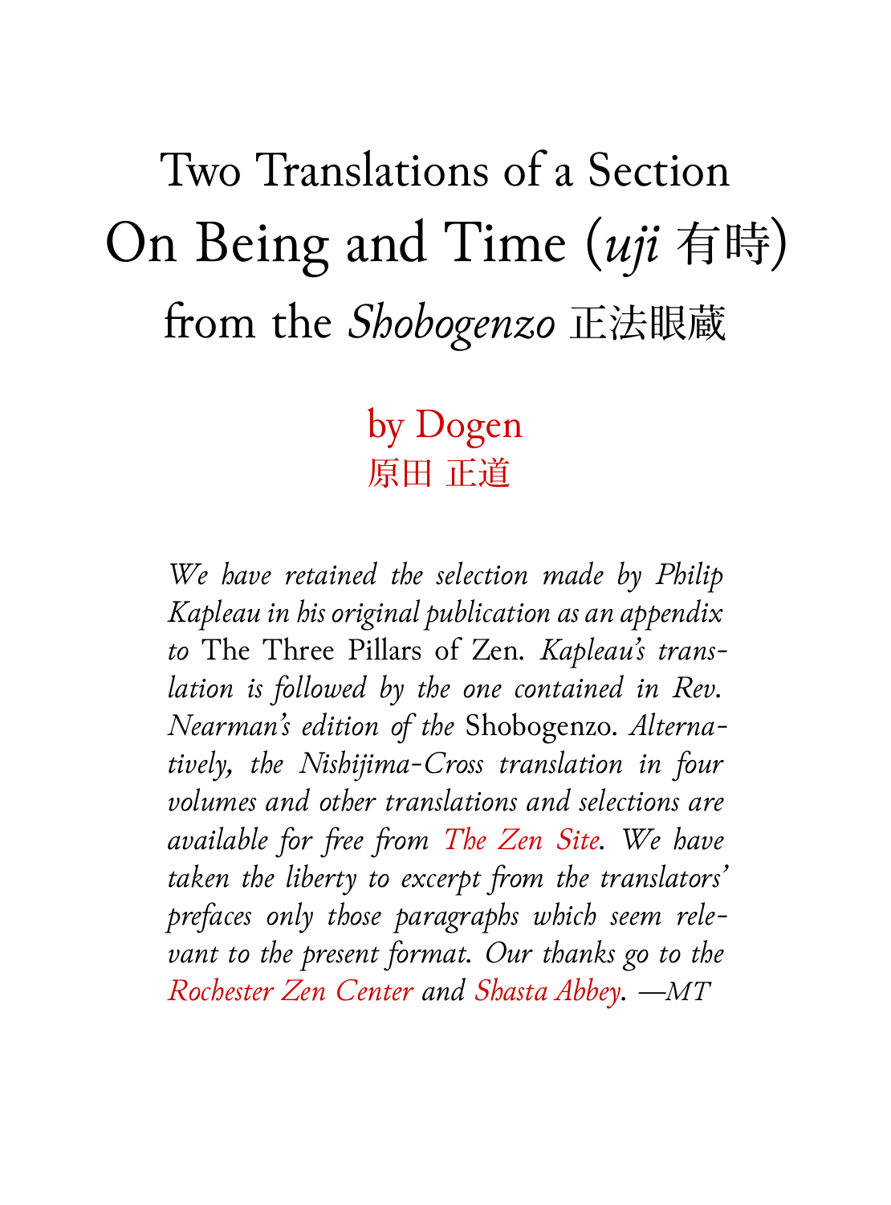# Two Translations of a Section On Being and Time (*uji* 有時) from the *Shobogenzo* 正法眼蔵

## by Dogen
## 原田 正道

*We have retained the selection made by Philip Kapleau in his original publication as an appendix to* The Three Pillars of Zen. *Kapleau's translation is followed by the one contained in Rev. Nearman's edition of the* Shobogenzo. *Alternatively, the Nishijima-Cross translation in four volumes and other translations and selections are available for free from The Zen Site. We have taken the liberty to excerpt from the translators' prefaces only those paragraphs which seem relevant to the present format. Our thanks go to the Rochester Zen Center and Shasta Abbey. —MT*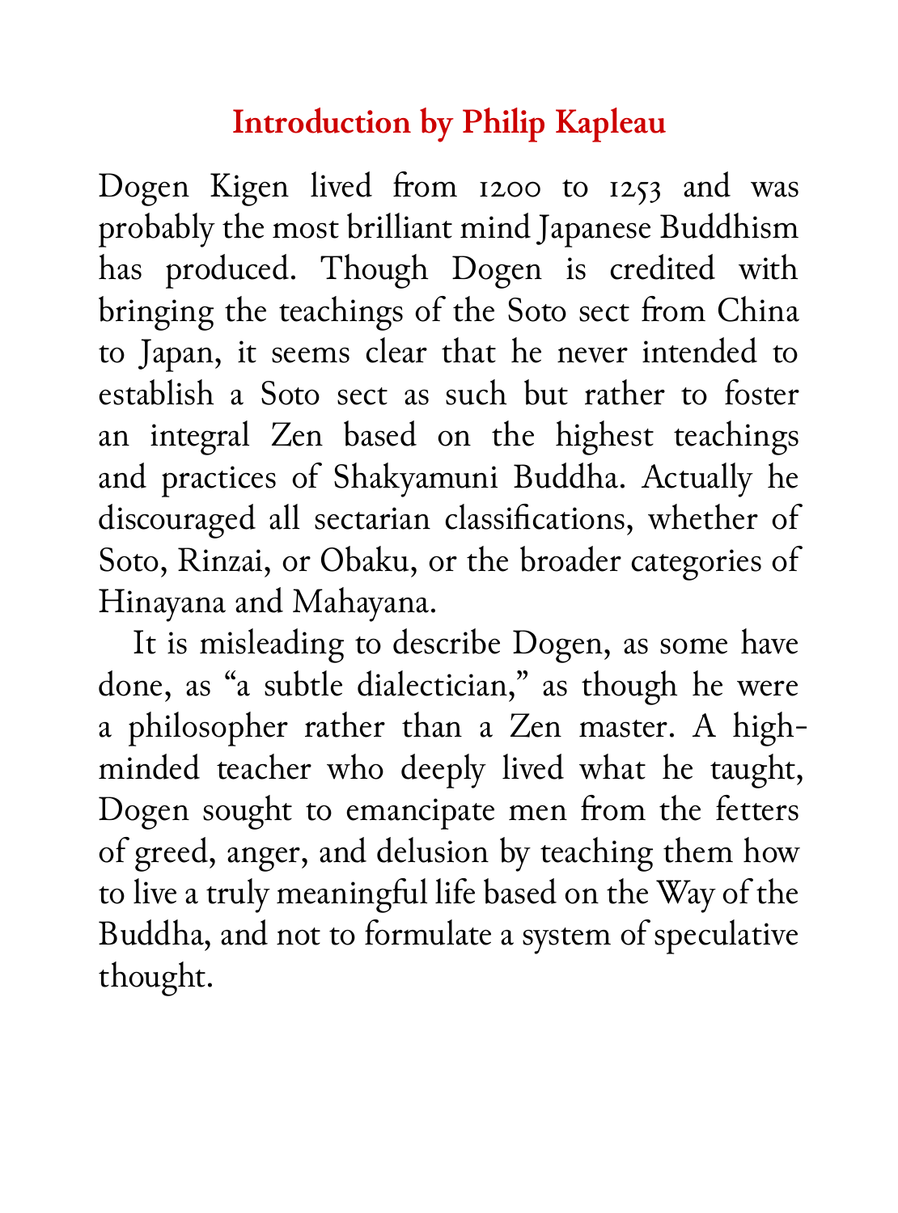## Introduction by Philip Kapleau

Dogen Kigen lived from 1200 to 1253 and was probably the most brilliant mind Japanese Buddhism has produced. Though Dogen is credited with bringing the teachings of the Soto sect from China to Japan, it seems clear that he never intended to establish a Soto sect as such but rather to foster an integral Zen based on the highest teachings and practices of Shakyamuni Buddha. Actually he discouraged all sectarian classifications, whether of Soto, Rinzai, or Obaku, or the broader categories of Hinayana and Mahayana.

It is misleading to describe Dogen, as some have done, as "a subtle dialectician," as though he were a philosopher rather than a Zen master. A high-minded teacher who deeply lived what he taught, Dogen sought to emancipate men from the fetters of greed, anger, and delusion by teaching them how to live a truly meaningful life based on the Way of the Buddha, and not to formulate a system of speculative thought.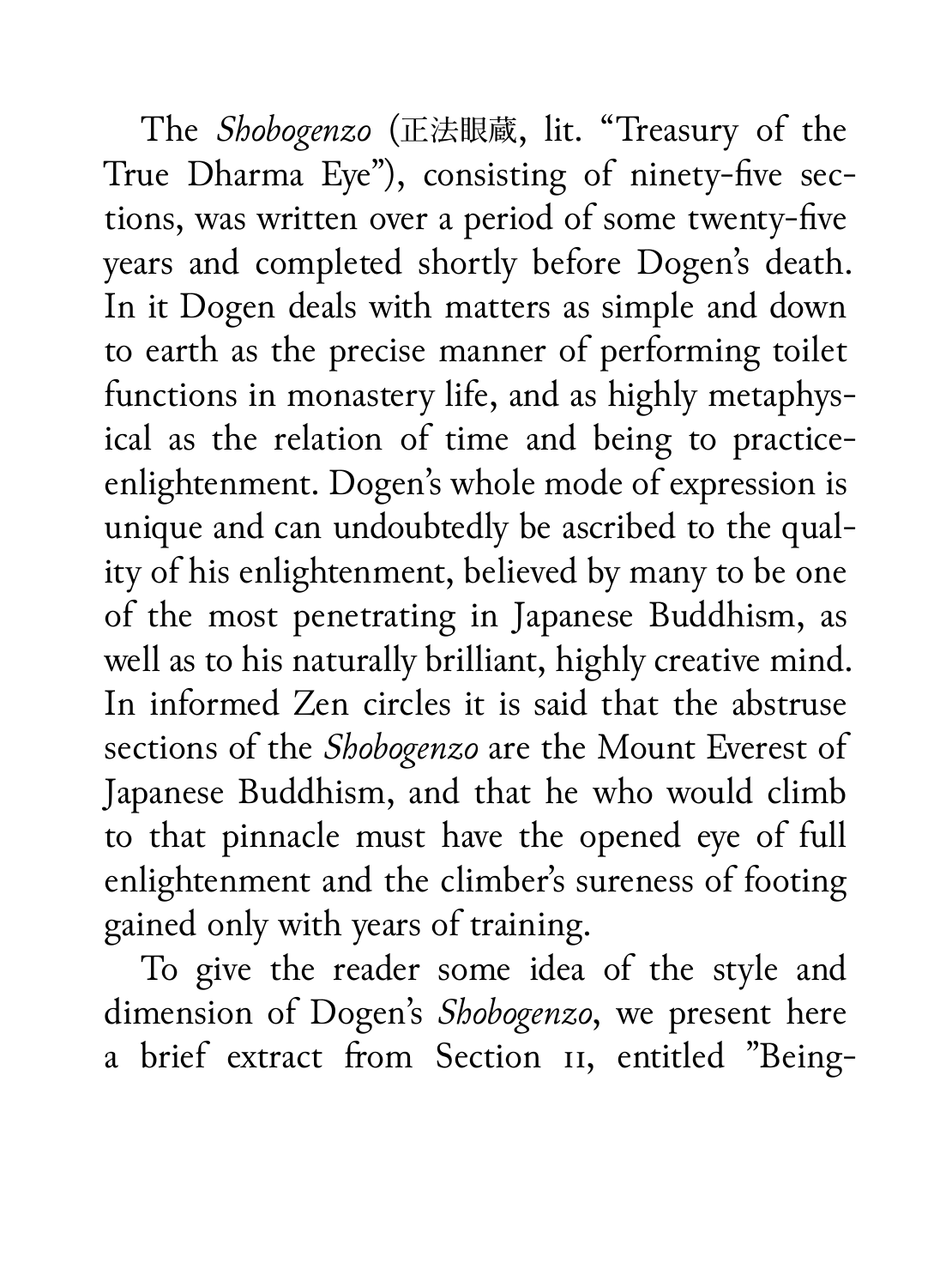The *Shobogenzo* (正法眼蔵, lit. "Treasury of the True Dharma Eye"), consisting of ninety-five sections, was written over a period of some twenty-five years and completed shortly before Dogen's death. In it Dogen deals with matters as simple and down to earth as the precise manner of performing toilet functions in monastery life, and as highly metaphysical as the relation of time and being to practice-enlightenment. Dogen's whole mode of expression is unique and can undoubtedly be ascribed to the quality of his enlightenment, believed by many to be one of the most penetrating in Japanese Buddhism, as well as to his naturally brilliant, highly creative mind. In informed Zen circles it is said that the abstruse sections of the *Shobogenzo* are the Mount Everest of Japanese Buddhism, and that he who would climb to that pinnacle must have the opened eye of full enlightenment and the climber's sureness of footing gained only with years of training.

To give the reader some idea of the style and dimension of Dogen's *Shobogenzo*, we present here a brief extract from Section 11, entitled "Being-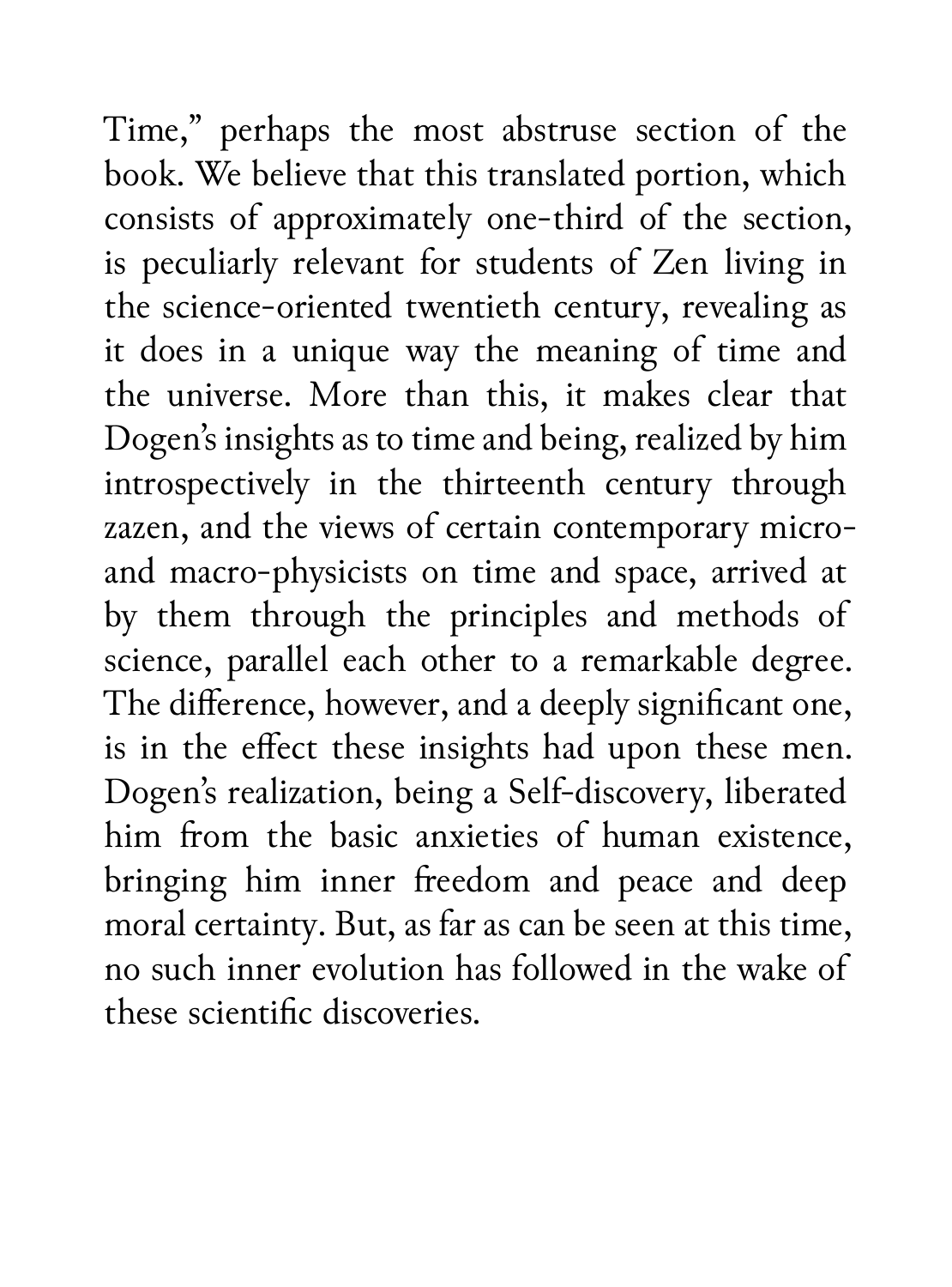Time," perhaps the most abstruse section of the book. We believe that this translated portion, which consists of approximately one-third of the section, is peculiarly relevant for students of Zen living in the science-oriented twentieth century, revealing as it does in a unique way the meaning of time and the universe. More than this, it makes clear that Dogen's insights as to time and being, realized by him introspectively in the thirteenth century through zazen, and the views of certain contemporary micro- and macro-physicists on time and space, arrived at by them through the principles and methods of science, parallel each other to a remarkable degree. The difference, however, and a deeply significant one, is in the effect these insights had upon these men. Dogen's realization, being a Self-discovery, liberated him from the basic anxieties of human existence, bringing him inner freedom and peace and deep moral certainty. But, as far as can be seen at this time, no such inner evolution has followed in the wake of these scientific discoveries.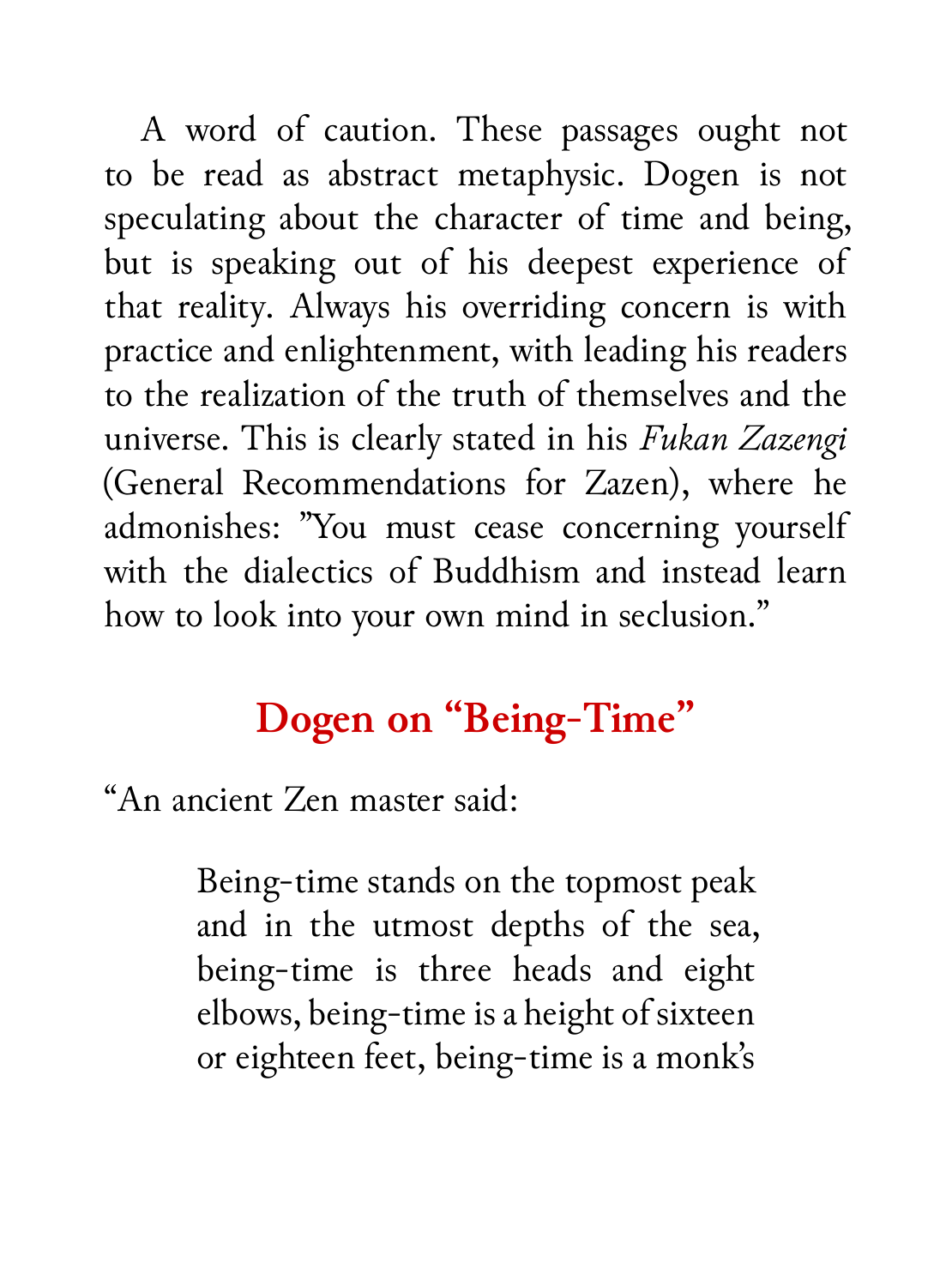A word of caution. These passages ought not to be read as abstract metaphysic. Dogen is not speculating about the character of time and being, but is speaking out of his deepest experience of that reality. Always his overriding concern is with practice and enlightenment, with leading his readers to the realization of the truth of themselves and the universe. This is clearly stated in his *Fukan Zazengi* (General Recommendations for Zazen), where he admonishes: "You must cease concerning yourself with the dialectics of Buddhism and instead learn how to look into your own mind in seclusion."

## Dogen on "Being-Time"

"An ancient Zen master said:

> Being-time stands on the topmost peak and in the utmost depths of the sea, being-time is three heads and eight elbows, being-time is a height of sixteen or eighteen feet, being-time is a monk's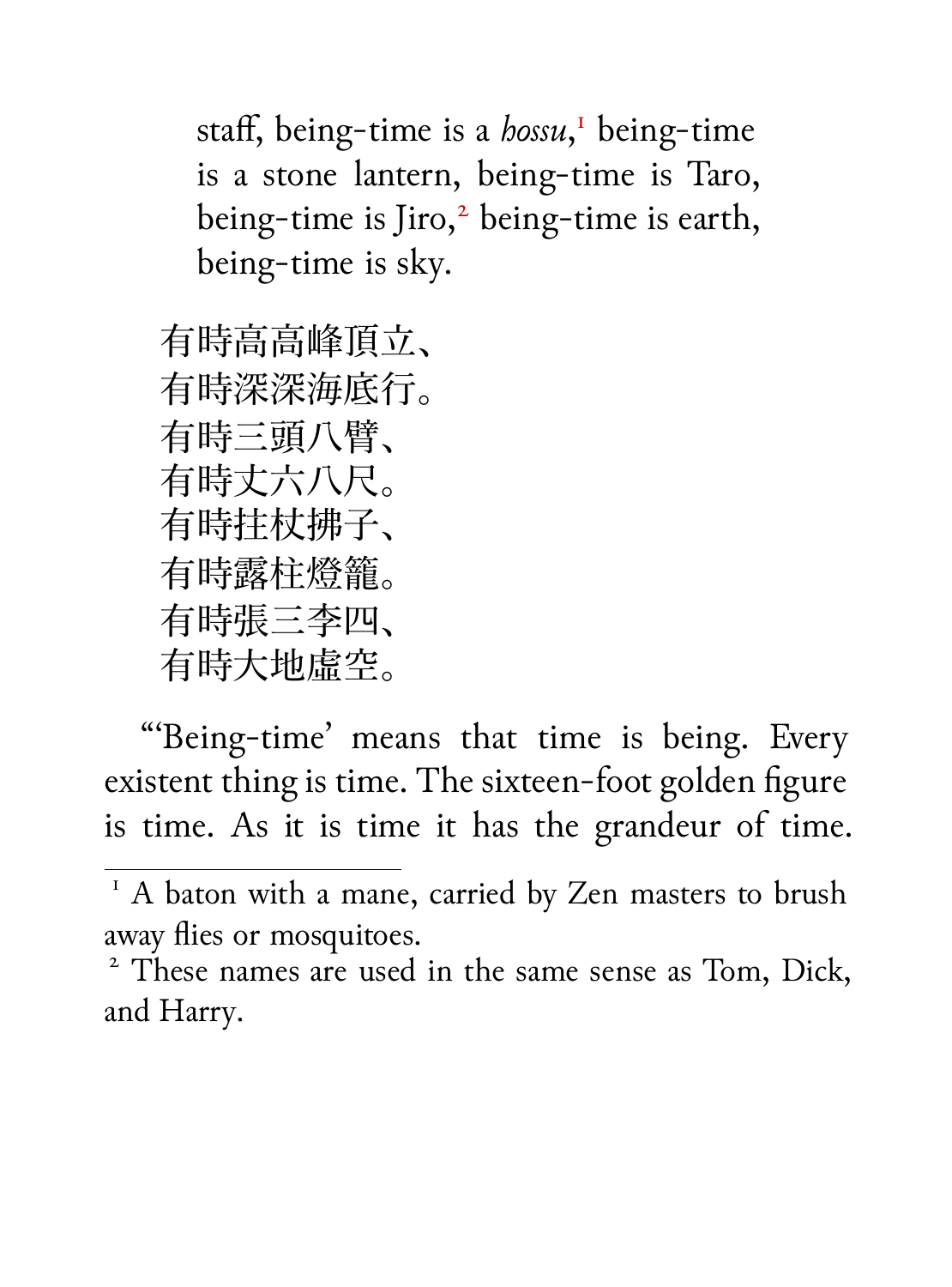staff, being-time is a *hossu*,[1] being-time is a stone lantern, being-time is Taro, being-time is Jiro,[2] being-time is earth, being-time is sky.

有時高高峰頂立、
有時深深海底行。
有時三頭八臂、
有時丈六八尺。
有時拄杖拂子、
有時露柱燈籠。
有時張三李四、
有時大地虛空。

"'Being-time' means that time is being. Every existent thing is time. The sixteen-foot golden figure is time. As it is time it has the grandeur of time.

---

[1] A baton with a mane, carried by Zen masters to brush away flies or mosquitoes.

[2] These names are used in the same sense as Tom, Dick, and Harry.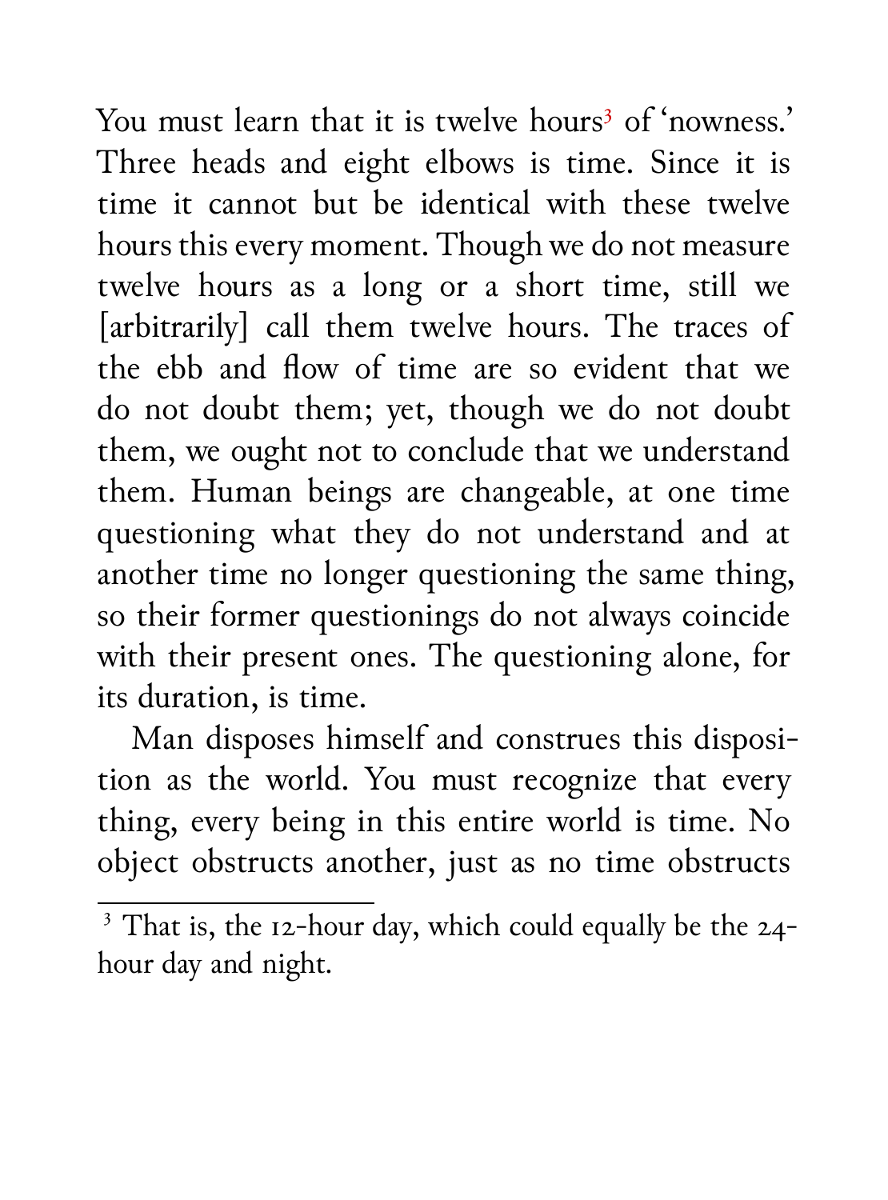You must learn that it is twelve hours[3] of 'nowness.' Three heads and eight elbows is time. Since it is time it cannot but be identical with these twelve hours this every moment. Though we do not measure twelve hours as a long or a short time, still we [arbitrarily] call them twelve hours. The traces of the ebb and flow of time are so evident that we do not doubt them; yet, though we do not doubt them, we ought not to conclude that we understand them. Human beings are changeable, at one time questioning what they do not understand and at another time no longer questioning the same thing, so their former questionings do not always coincide with their present ones. The questioning alone, for its duration, is time.

Man disposes himself and construes this disposition as the world. You must recognize that every thing, every being in this entire world is time. No object obstructs another, just as no time obstructs

---

[3] That is, the 12-hour day, which could equally be the 24-hour day and night.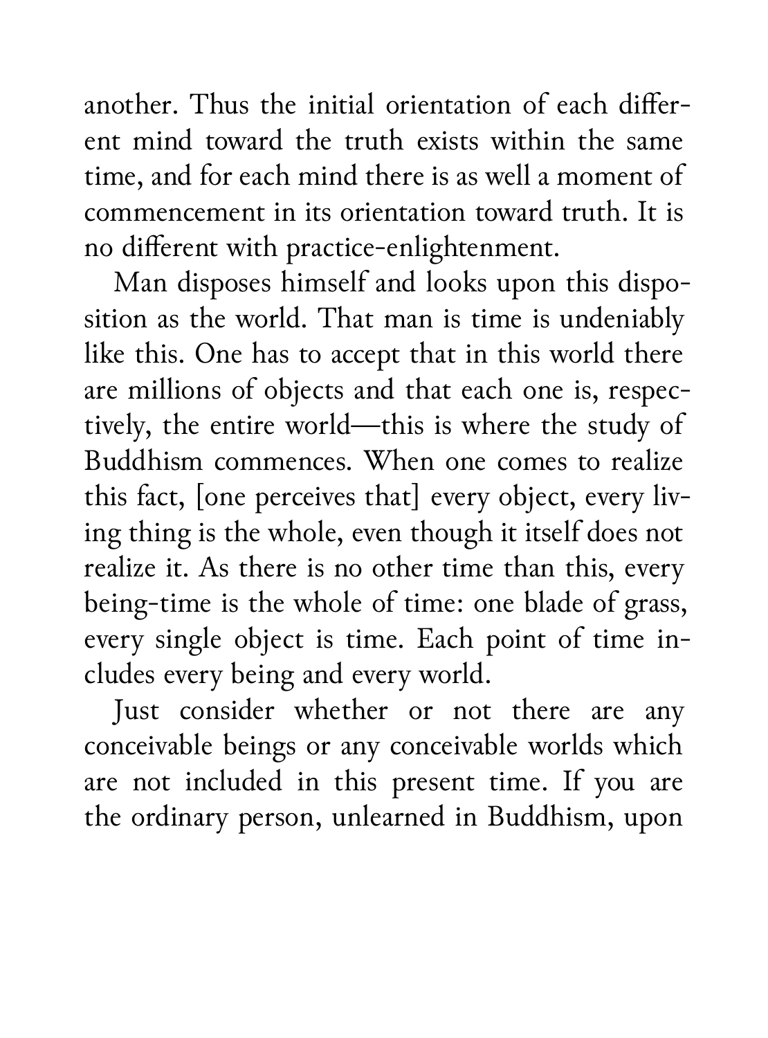another. Thus the initial orientation of each different mind toward the truth exists within the same time, and for each mind there is as well a moment of commencement in its orientation toward truth. It is no different with practice-enlightenment.

Man disposes himself and looks upon this disposition as the world. That man is time is undeniably like this. One has to accept that in this world there are millions of objects and that each one is, respectively, the entire world—this is where the study of Buddhism commences. When one comes to realize this fact, [one perceives that] every object, every living thing is the whole, even though it itself does not realize it. As there is no other time than this, every being-time is the whole of time: one blade of grass, every single object is time. Each point of time includes every being and every world.

Just consider whether or not there are any conceivable beings or any conceivable worlds which are not included in this present time. If you are the ordinary person, unlearned in Buddhism, upon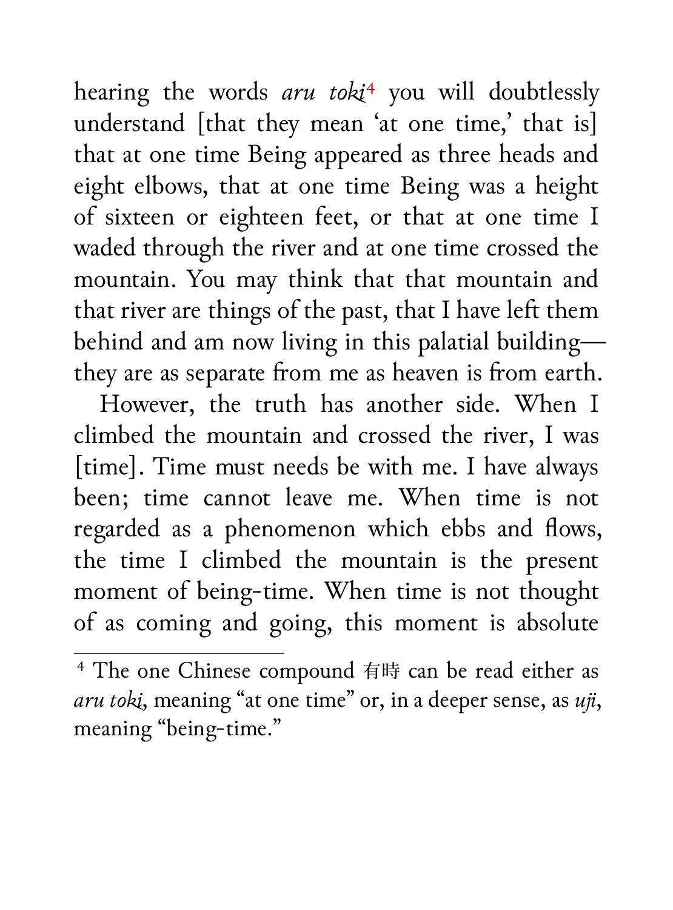hearing the words *aru toki*[4] you will doubtlessly understand [that they mean 'at one time,' that is] that at one time Being appeared as three heads and eight elbows, that at one time Being was a height of sixteen or eighteen feet, or that at one time I waded through the river and at one time crossed the mountain. You may think that that mountain and that river are things of the past, that I have left them behind and am now living in this palatial building—they are as separate from me as heaven is from earth.

However, the truth has another side. When I climbed the mountain and crossed the river, I was [time]. Time must needs be with me. I have always been; time cannot leave me. When time is not regarded as a phenomenon which ebbs and flows, the time I climbed the mountain is the present moment of being-time. When time is not thought of as coming and going, this moment is absolute

---

[4] The one Chinese compound 有時 can be read either as *aru toki*, meaning "at one time" or, in a deeper sense, as *uji*, meaning "being-time."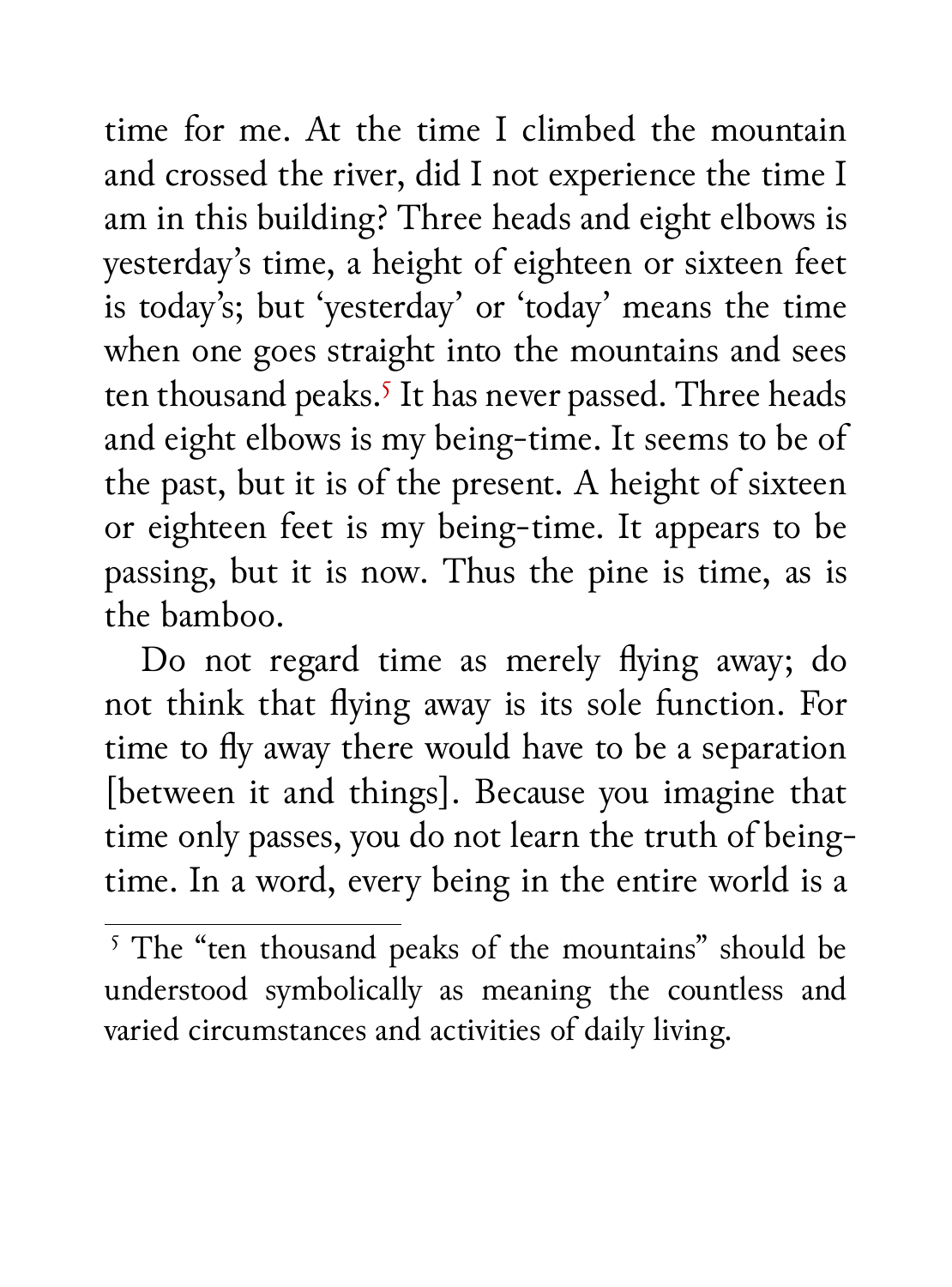time for me. At the time I climbed the mountain and crossed the river, did I not experience the time I am in this building? Three heads and eight elbows is yesterday's time, a height of eighteen or sixteen feet is today's; but 'yesterday' or 'today' means the time when one goes straight into the mountains and sees ten thousand peaks.[5] It has never passed. Three heads and eight elbows is my being-time. It seems to be of the past, but it is of the present. A height of sixteen or eighteen feet is my being-time. It appears to be passing, but it is now. Thus the pine is time, as is the bamboo.

Do not regard time as merely flying away; do not think that flying away is its sole function. For time to fly away there would have to be a separation [between it and things]. Because you imagine that time only passes, you do not learn the truth of being-time. In a word, every being in the entire world is a

[5] The "ten thousand peaks of the mountains" should be understood symbolically as meaning the countless and varied circumstances and activities of daily living.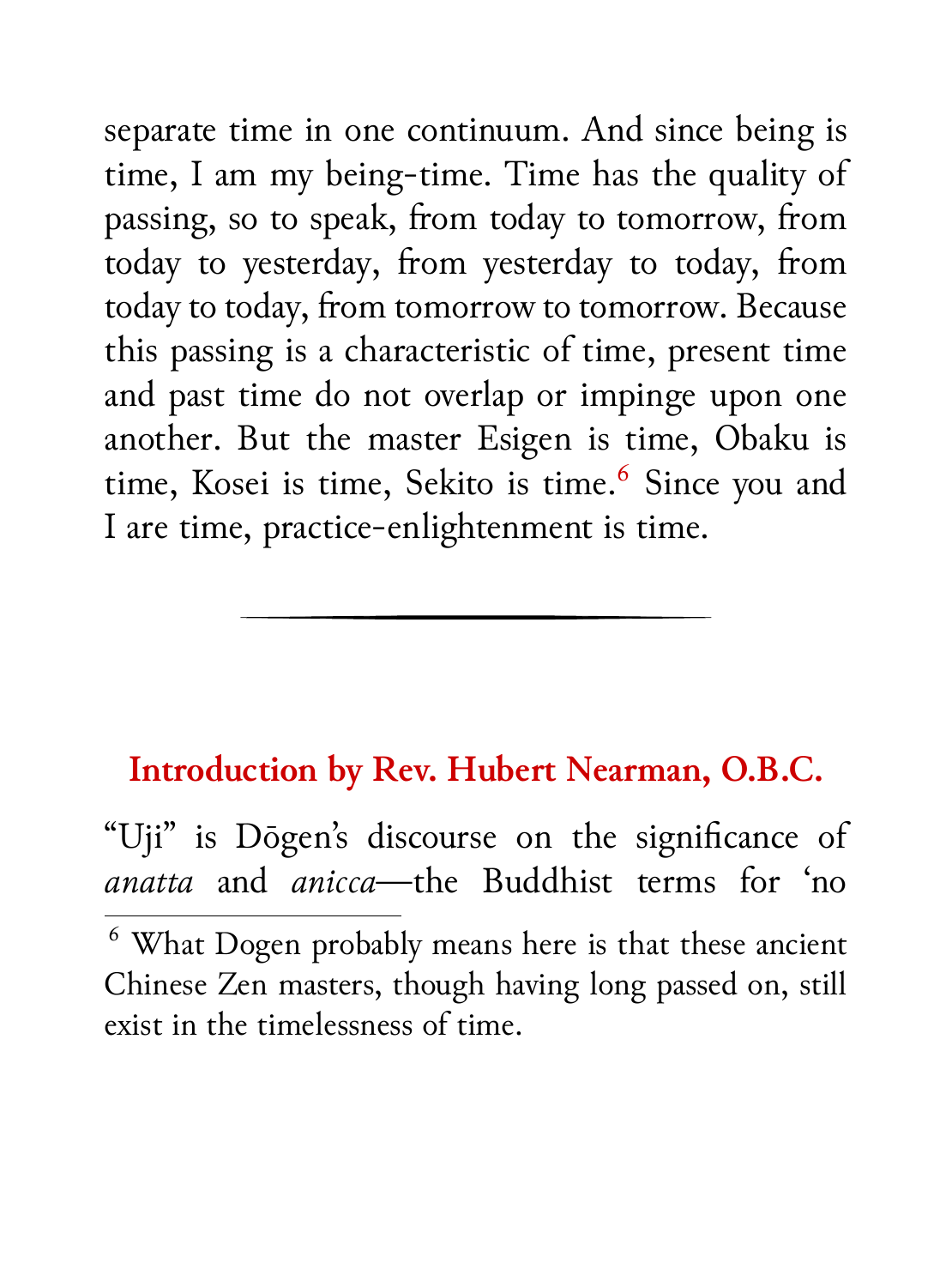separate time in one continuum. And since being is time, I am my being-time. Time has the quality of passing, so to speak, from today to tomorrow, from today to yesterday, from yesterday to today, from today to today, from tomorrow to tomorrow. Because this passing is a characteristic of time, present time and past time do not overlap or impinge upon one another. But the master Esigen is time, Obaku is time, Kosei is time, Sekito is time.[6] Since you and I are time, practice-enlightenment is time.

---

## Introduction by Rev. Hubert Nearman, O.B.C.

"Uji" is Dōgen's discourse on the significance of *anatta* and *anicca*—the Buddhist terms for 'no

[6] What Dogen probably means here is that these ancient Chinese Zen masters, though having long passed on, still exist in the timelessness of time.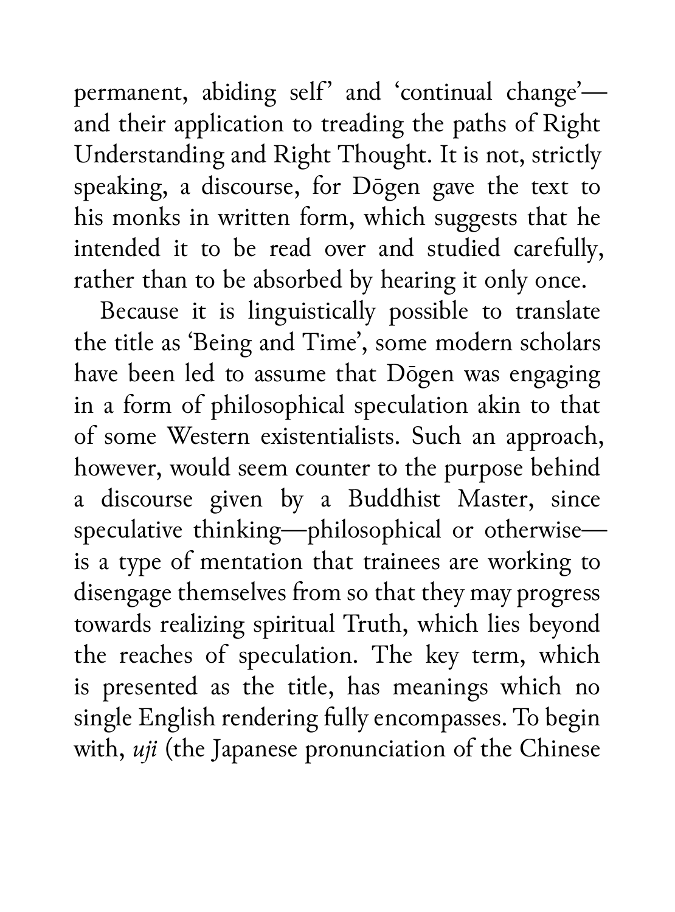permanent, abiding self' and 'continual change'—and their application to treading the paths of Right Understanding and Right Thought. It is not, strictly speaking, a discourse, for Dōgen gave the text to his monks in written form, which suggests that he intended it to be read over and studied carefully, rather than to be absorbed by hearing it only once.

Because it is linguistically possible to translate the title as 'Being and Time', some modern scholars have been led to assume that Dōgen was engaging in a form of philosophical speculation akin to that of some Western existentialists. Such an approach, however, would seem counter to the purpose behind a discourse given by a Buddhist Master, since speculative thinking—philosophical or otherwise—is a type of mentation that trainees are working to disengage themselves from so that they may progress towards realizing spiritual Truth, which lies beyond the reaches of speculation. The key term, which is presented as the title, has meanings which no single English rendering fully encompasses. To begin with, *uji* (the Japanese pronunciation of the Chinese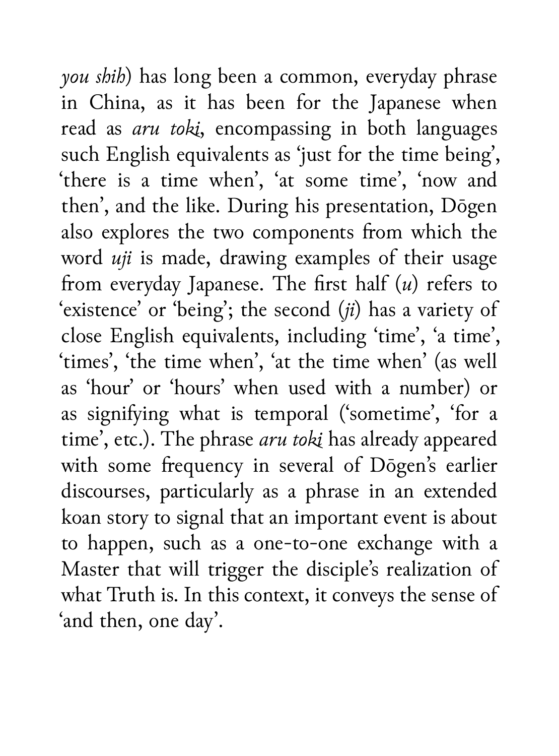*you shih*) has long been a common, everyday phrase in China, as it has been for the Japanese when read as *aru toki*, encompassing in both languages such English equivalents as 'just for the time being', 'there is a time when', 'at some time', 'now and then', and the like. During his presentation, Dōgen also explores the two components from which the word *uji* is made, drawing examples of their usage from everyday Japanese. The first half (*u*) refers to 'existence' or 'being'; the second (*ji*) has a variety of close English equivalents, including 'time', 'a time', 'times', 'the time when', 'at the time when' (as well as 'hour' or 'hours' when used with a number) or as signifying what is temporal ('sometime', 'for a time', etc.). The phrase *aru toki* has already appeared with some frequency in several of Dōgen's earlier discourses, particularly as a phrase in an extended koan story to signal that an important event is about to happen, such as a one-to-one exchange with a Master that will trigger the disciple's realization of what Truth is. In this context, it conveys the sense of 'and then, one day'.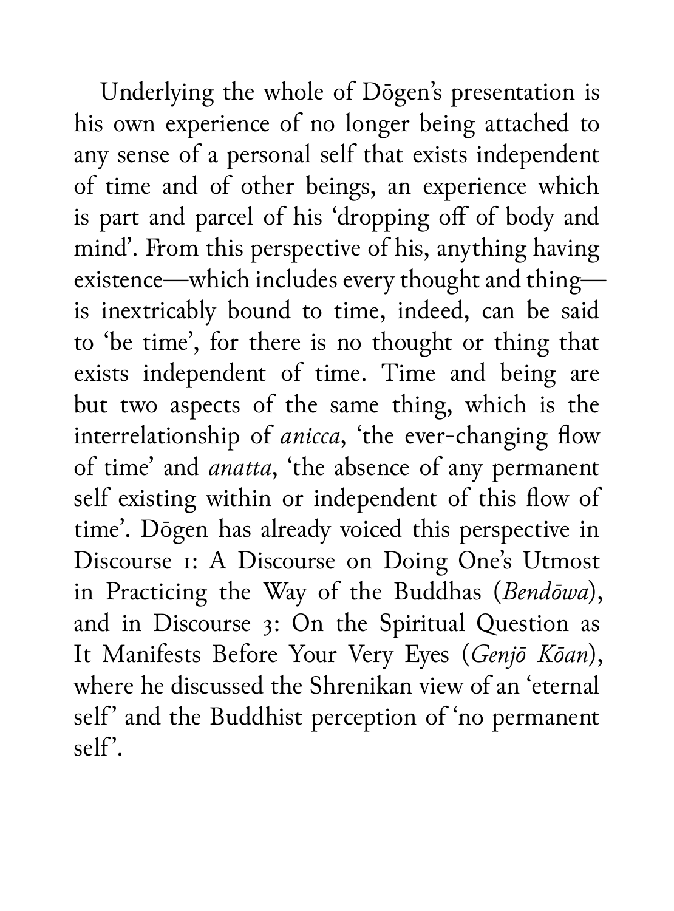Underlying the whole of Dōgen's presentation is his own experience of no longer being attached to any sense of a personal self that exists independent of time and of other beings, an experience which is part and parcel of his 'dropping off of body and mind'. From this perspective of his, anything having existence—which includes every thought and thing—is inextricably bound to time, indeed, can be said to 'be time', for there is no thought or thing that exists independent of time. Time and being are but two aspects of the same thing, which is the interrelationship of *anicca*, 'the ever-changing flow of time' and *anatta*, 'the absence of any permanent self existing within or independent of this flow of time'. Dōgen has already voiced this perspective in Discourse 1: A Discourse on Doing One's Utmost in Practicing the Way of the Buddhas (*Bendōwa*), and in Discourse 3: On the Spiritual Question as It Manifests Before Your Very Eyes (*Genjō Kōan*), where he discussed the Shrenikan view of an 'eternal self' and the Buddhist perception of 'no permanent self'.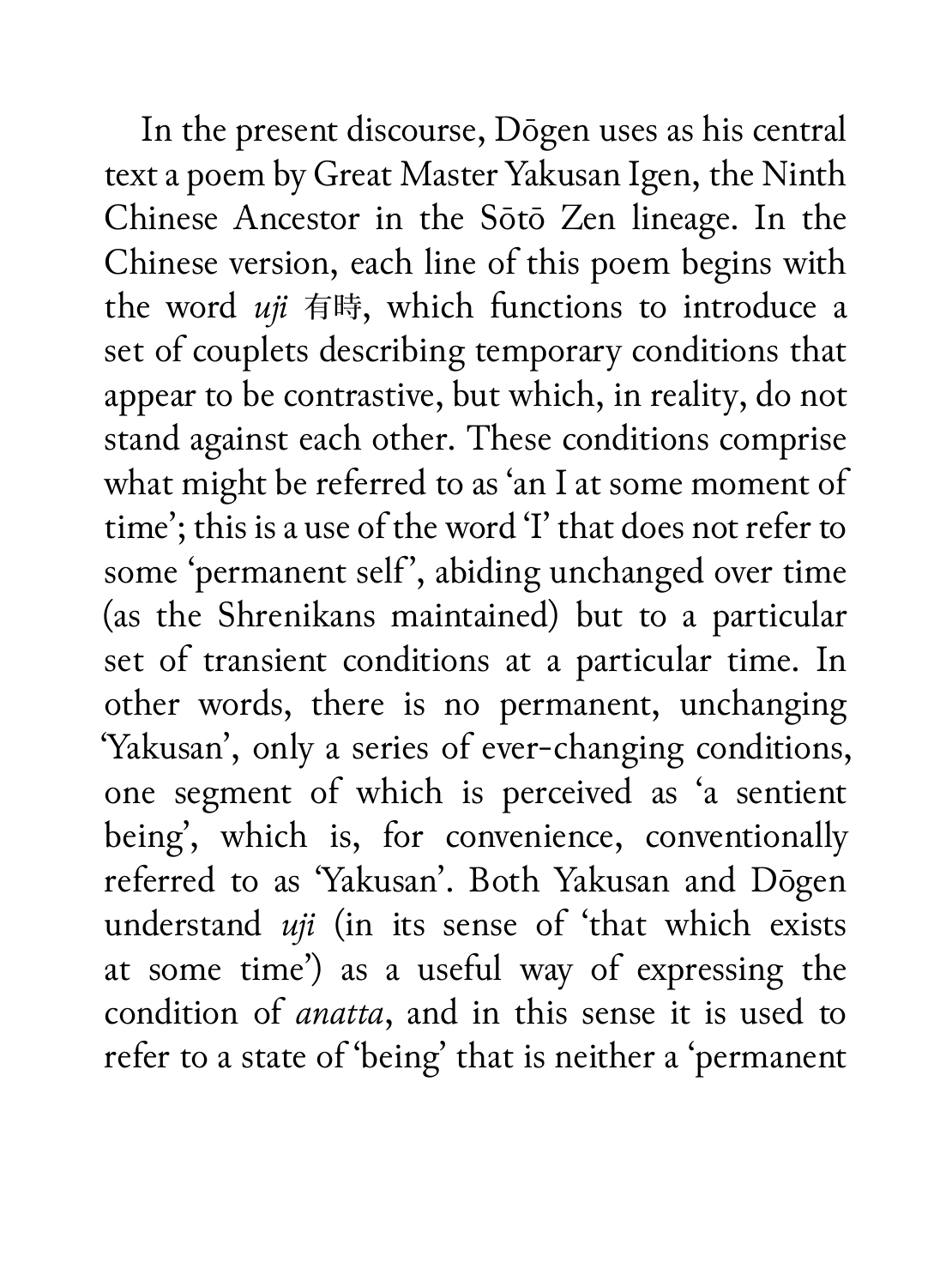In the present discourse, Dōgen uses as his central text a poem by Great Master Yakusan Igen, the Ninth Chinese Ancestor in the Sōtō Zen lineage. In the Chinese version, each line of this poem begins with the word *uji* 有時, which functions to introduce a set of couplets describing temporary conditions that appear to be contrastive, but which, in reality, do not stand against each other. These conditions comprise what might be referred to as 'an I at some moment of time'; this is a use of the word 'I' that does not refer to some 'permanent self', abiding unchanged over time (as the Shrenikans maintained) but to a particular set of transient conditions at a particular time. In other words, there is no permanent, unchanging 'Yakusan', only a series of ever-changing conditions, one segment of which is perceived as 'a sentient being', which is, for convenience, conventionally referred to as 'Yakusan'. Both Yakusan and Dōgen understand *uji* (in its sense of 'that which exists at some time') as a useful way of expressing the condition of *anatta*, and in this sense it is used to refer to a state of 'being' that is neither a 'permanent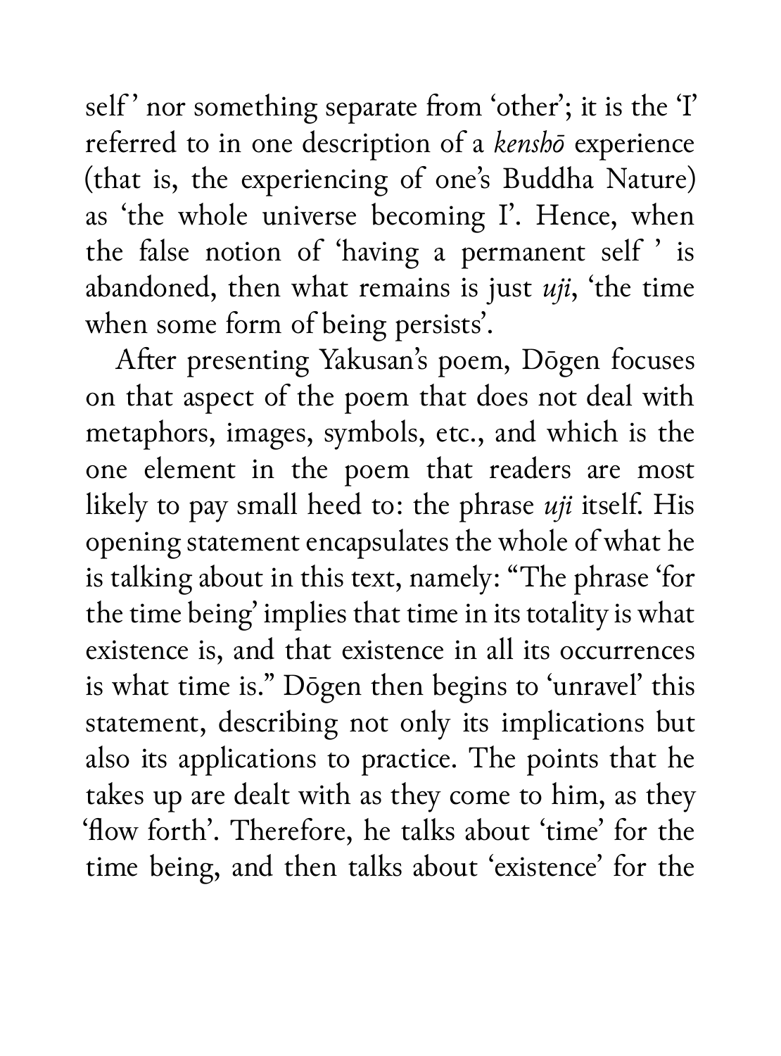self' nor something separate from 'other'; it is the 'I' referred to in one description of a *kenshō* experience (that is, the experiencing of one's Buddha Nature) as 'the whole universe becoming I'. Hence, when the false notion of 'having a permanent self' is abandoned, then what remains is just *uji*, 'the time when some form of being persists'.

After presenting Yakusan's poem, Dōgen focuses on that aspect of the poem that does not deal with metaphors, images, symbols, etc., and which is the one element in the poem that readers are most likely to pay small heed to: the phrase *uji* itself. His opening statement encapsulates the whole of what he is talking about in this text, namely: "The phrase 'for the time being' implies that time in its totality is what existence is, and that existence in all its occurrences is what time is." Dōgen then begins to 'unravel' this statement, describing not only its implications but also its applications to practice. The points that he takes up are dealt with as they come to him, as they 'flow forth'. Therefore, he talks about 'time' for the time being, and then talks about 'existence' for the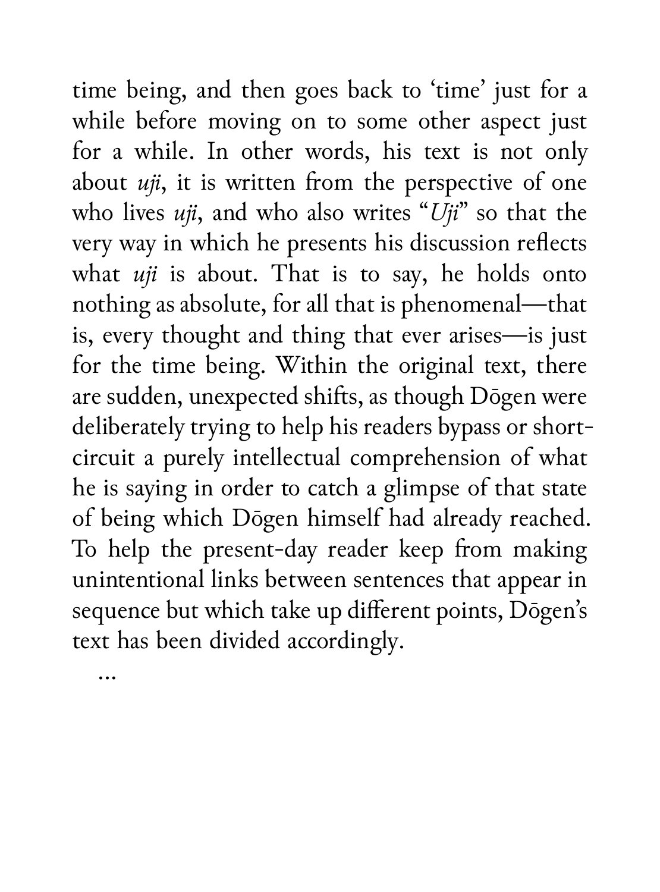time being, and then goes back to 'time' just for a while before moving on to some other aspect just for a while. In other words, his text is not only about *uji*, it is written from the perspective of one who lives *uji*, and who also writes "*Uji*" so that the very way in which he presents his discussion reflects what *uji* is about. That is to say, he holds onto nothing as absolute, for all that is phenomenal—that is, every thought and thing that ever arises—is just for the time being. Within the original text, there are sudden, unexpected shifts, as though Dōgen were deliberately trying to help his readers bypass or short-circuit a purely intellectual comprehension of what he is saying in order to catch a glimpse of that state of being which Dōgen himself had already reached. To help the present-day reader keep from making unintentional links between sentences that appear in sequence but which take up different points, Dōgen's text has been divided accordingly.

…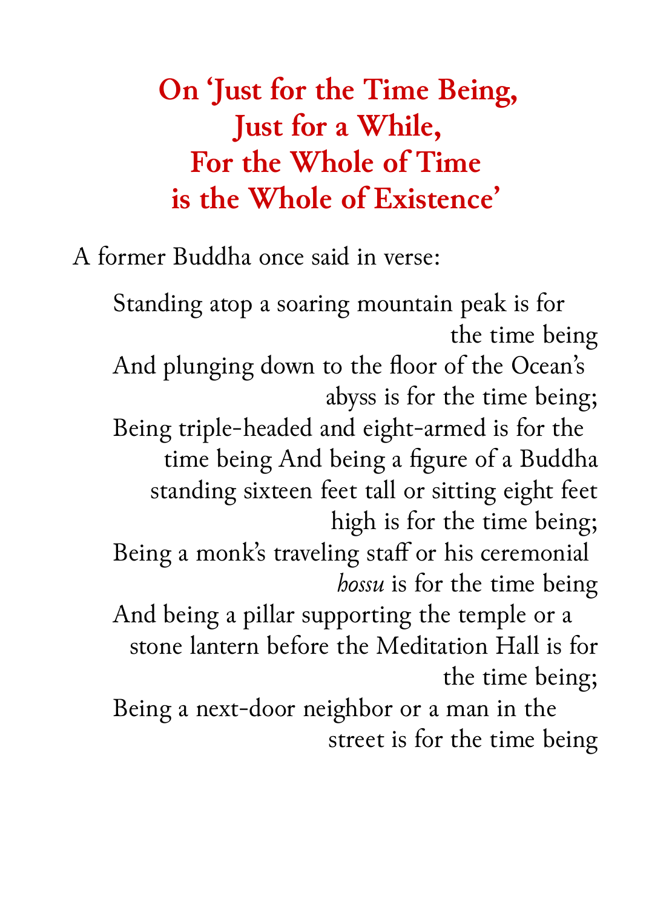# On 'Just for the Time Being, Just for a While, For the Whole of Time is the Whole of Existence'

A former Buddha once said in verse:

> Standing atop a soaring mountain peak is for the time being
> And plunging down to the floor of the Ocean's abyss is for the time being;
> Being triple-headed and eight-armed is for the time being And being a figure of a Buddha standing sixteen feet tall or sitting eight feet high is for the time being;
> Being a monk's traveling staff or his ceremonial *hossu* is for the time being
> And being a pillar supporting the temple or a stone lantern before the Meditation Hall is for the time being;
> Being a next-door neighbor or a man in the street is for the time being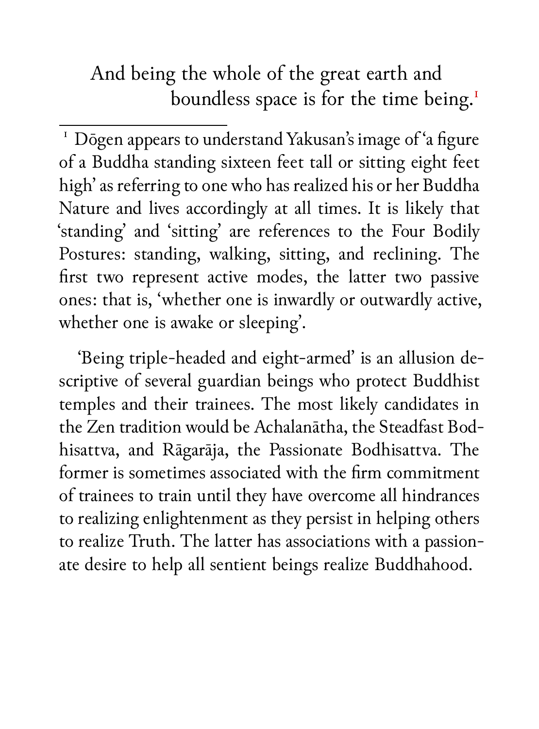And being the whole of the great earth and
boundless space is for the time being.[1]

---

[1] Dōgen appears to understand Yakusan's image of 'a figure of a Buddha standing sixteen feet tall or sitting eight feet high' as referring to one who has realized his or her Buddha Nature and lives accordingly at all times. It is likely that 'standing' and 'sitting' are references to the Four Bodily Postures: standing, walking, sitting, and reclining. The first two represent active modes, the latter two passive ones: that is, 'whether one is inwardly or outwardly active, whether one is awake or sleeping'.

'Being triple-headed and eight-armed' is an allusion descriptive of several guardian beings who protect Buddhist temples and their trainees. The most likely candidates in the Zen tradition would be Achalanātha, the Steadfast Bodhisattva, and Rāgarāja, the Passionate Bodhisattva. The former is sometimes associated with the firm commitment of trainees to train until they have overcome all hindrances to realizing enlightenment as they persist in helping others to realize Truth. The latter has associations with a passionate desire to help all sentient beings realize Buddhahood.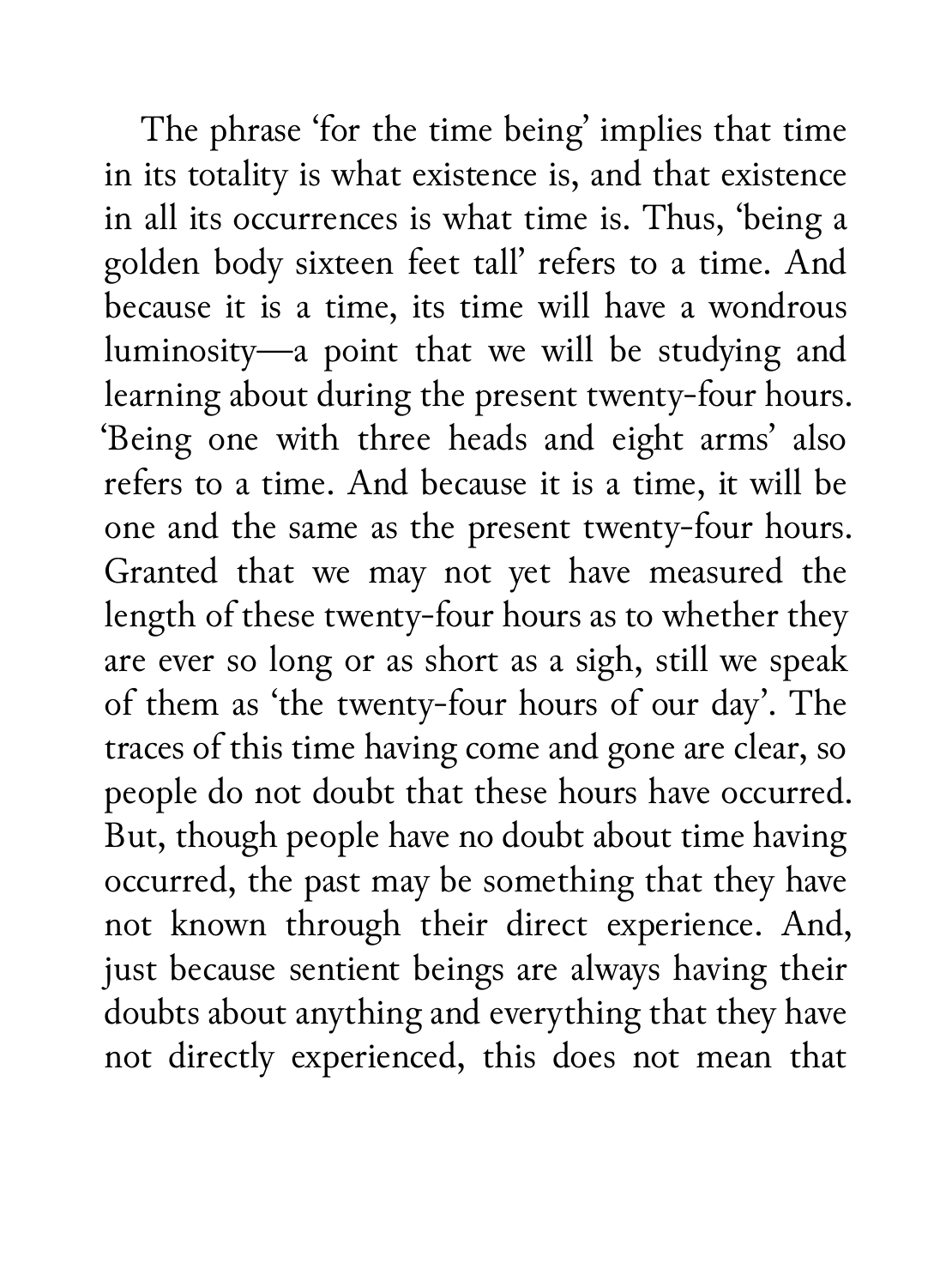The phrase 'for the time being' implies that time in its totality is what existence is, and that existence in all its occurrences is what time is. Thus, 'being a golden body sixteen feet tall' refers to a time. And because it is a time, its time will have a wondrous luminosity—a point that we will be studying and learning about during the present twenty-four hours. 'Being one with three heads and eight arms' also refers to a time. And because it is a time, it will be one and the same as the present twenty-four hours. Granted that we may not yet have measured the length of these twenty-four hours as to whether they are ever so long or as short as a sigh, still we speak of them as 'the twenty-four hours of our day'. The traces of this time having come and gone are clear, so people do not doubt that these hours have occurred. But, though people have no doubt about time having occurred, the past may be something that they have not known through their direct experience. And, just because sentient beings are always having their doubts about anything and everything that they have not directly experienced, this does not mean that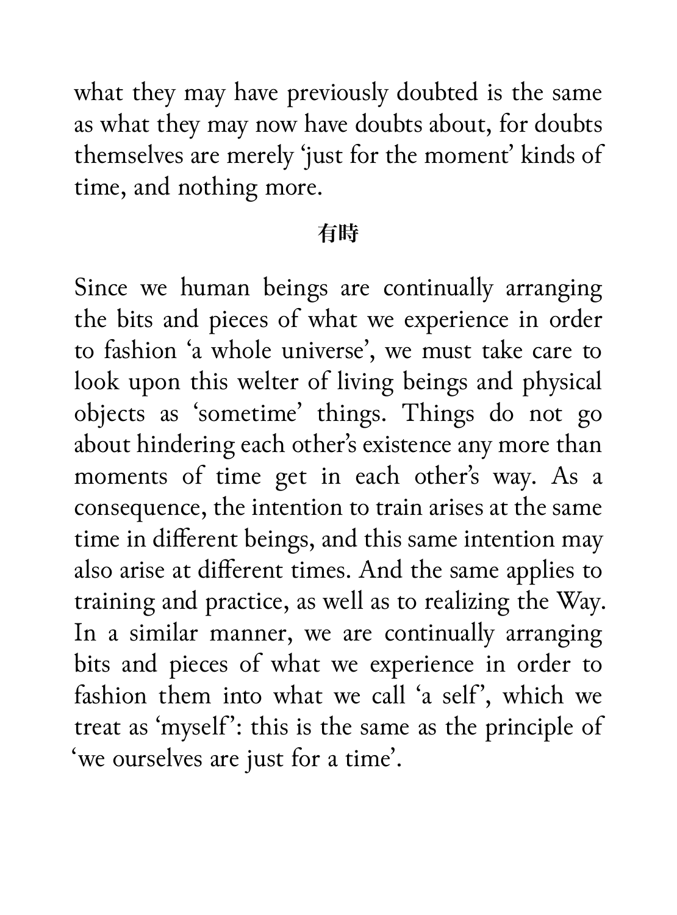what they may have previously doubted is the same as what they may now have doubts about, for doubts themselves are merely 'just for the moment' kinds of time, and nothing more.

**有時**

Since we human beings are continually arranging the bits and pieces of what we experience in order to fashion 'a whole universe', we must take care to look upon this welter of living beings and physical objects as 'sometime' things. Things do not go about hindering each other's existence any more than moments of time get in each other's way. As a consequence, the intention to train arises at the same time in different beings, and this same intention may also arise at different times. And the same applies to training and practice, as well as to realizing the Way. In a similar manner, we are continually arranging bits and pieces of what we experience in order to fashion them into what we call 'a self', which we treat as 'myself': this is the same as the principle of 'we ourselves are just for a time'.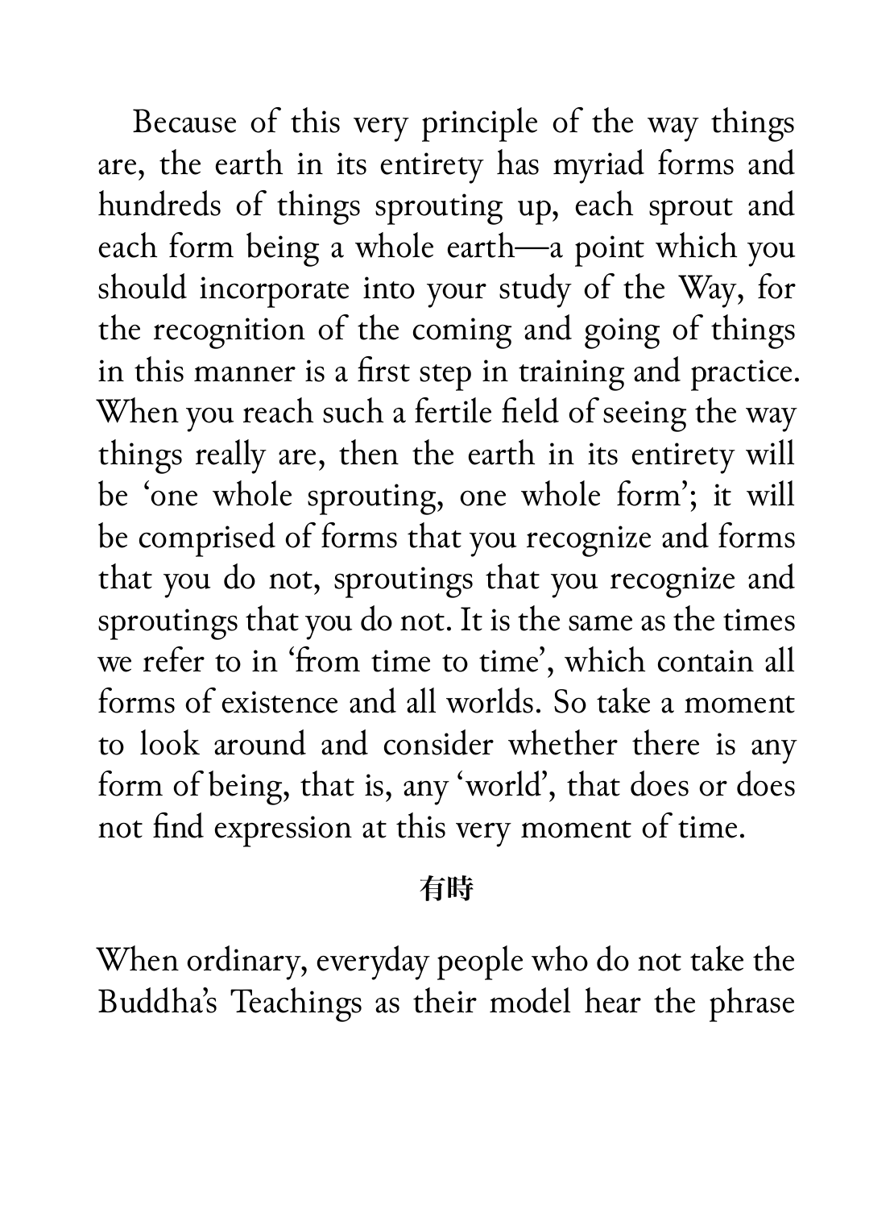Because of this very principle of the way things are, the earth in its entirety has myriad forms and hundreds of things sprouting up, each sprout and each form being a whole earth—a point which you should incorporate into your study of the Way, for the recognition of the coming and going of things in this manner is a first step in training and practice. When you reach such a fertile field of seeing the way things really are, then the earth in its entirety will be 'one whole sprouting, one whole form'; it will be comprised of forms that you recognize and forms that you do not, sproutings that you recognize and sproutings that you do not. It is the same as the times we refer to in 'from time to time', which contain all forms of existence and all worlds. So take a moment to look around and consider whether there is any form of being, that is, any 'world', that does or does not find expression at this very moment of time.

**有時**

When ordinary, everyday people who do not take the Buddha's Teachings as their model hear the phrase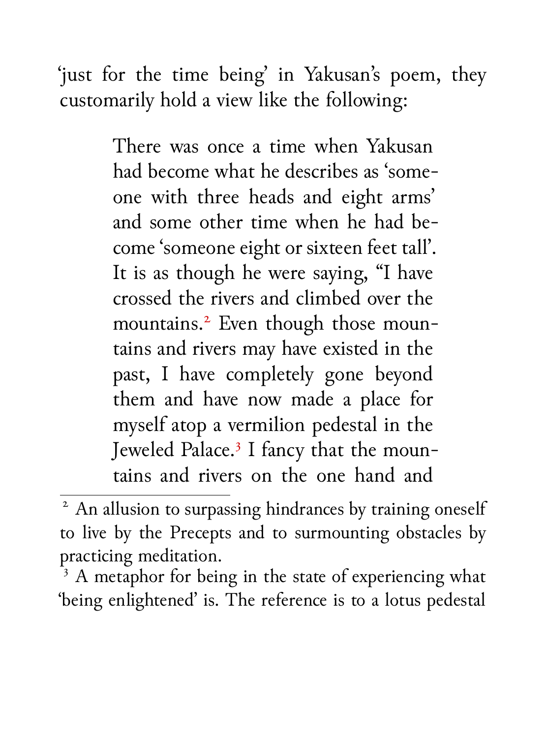'just for the time being' in Yakusan's poem, they customarily hold a view like the following:

> There was once a time when Yakusan had become what he describes as 'someone with three heads and eight arms' and some other time when he had become 'someone eight or sixteen feet tall'. It is as though he were saying, "I have crossed the rivers and climbed over the mountains.[2] Even though those mountains and rivers may have existed in the past, I have completely gone beyond them and have now made a place for myself atop a vermilion pedestal in the Jeweled Palace.[3] I fancy that the mountains and rivers on the one hand and

[2] An allusion to surpassing hindrances by training oneself to live by the Precepts and to surmounting obstacles by practicing meditation.

[3] A metaphor for being in the state of experiencing what 'being enlightened' is. The reference is to a lotus pedestal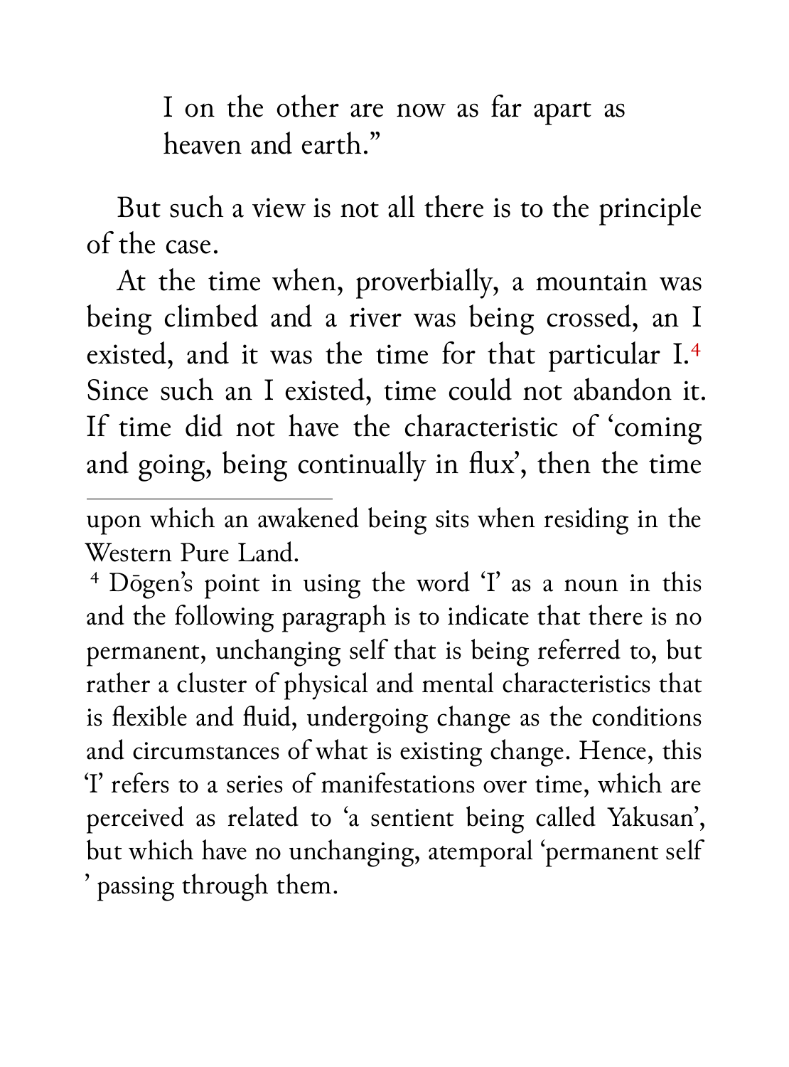I on the other are now as far apart as heaven and earth."

But such a view is not all there is to the principle of the case.

At the time when, proverbially, a mountain was being climbed and a river was being crossed, an I existed, and it was the time for that particular I.[4] Since such an I existed, time could not abandon it. If time did not have the characteristic of 'coming and going, being continually in flux', then the time

---

upon which an awakened being sits when residing in the Western Pure Land.

[4] Dōgen's point in using the word 'I' as a noun in this and the following paragraph is to indicate that there is no permanent, unchanging self that is being referred to, but rather a cluster of physical and mental characteristics that is flexible and fluid, undergoing change as the conditions and circumstances of what is existing change. Hence, this 'I' refers to a series of manifestations over time, which are perceived as related to 'a sentient being called Yakusan', but which have no unchanging, atemporal 'permanent self ' passing through them.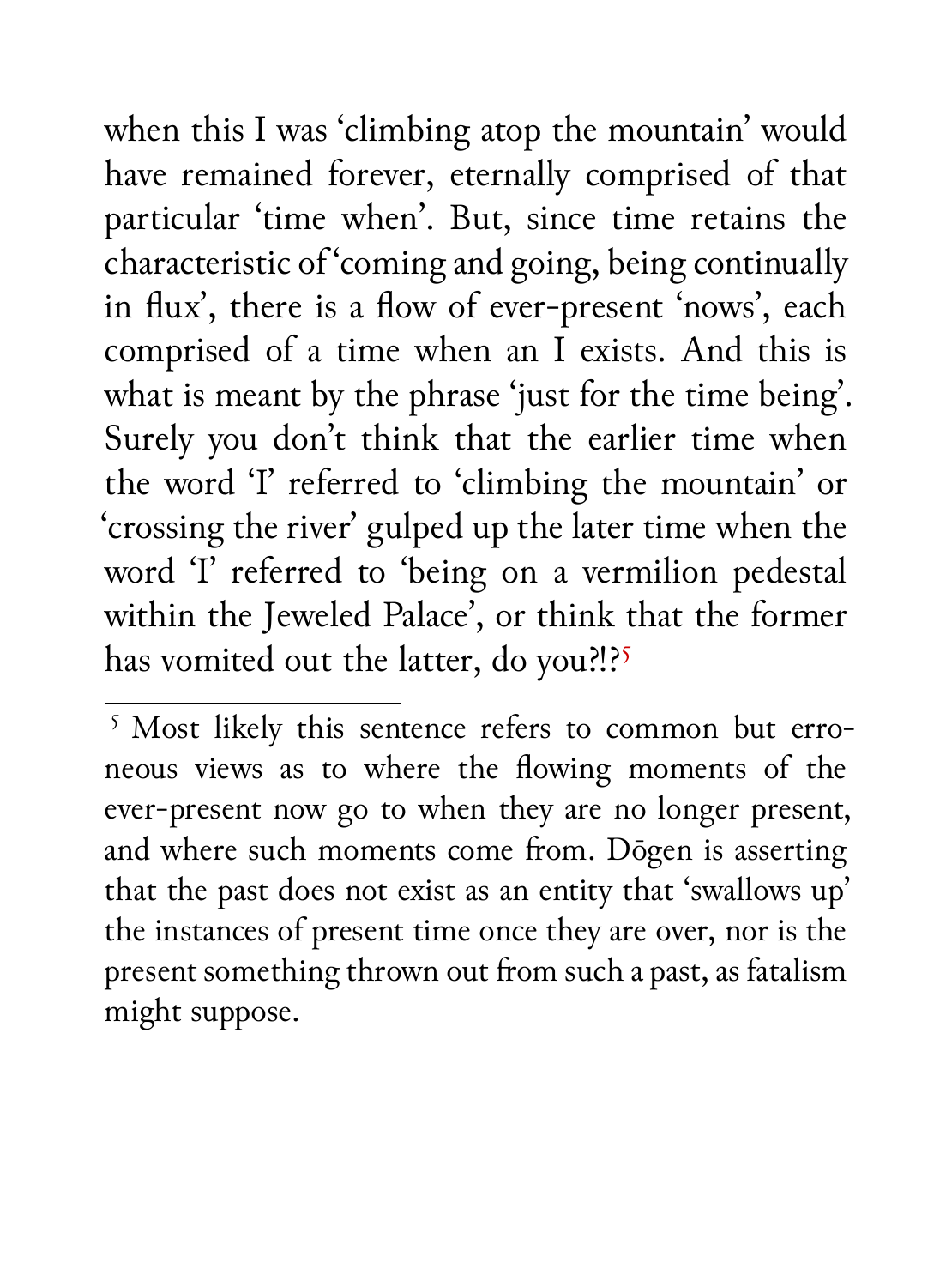when this I was 'climbing atop the mountain' would have remained forever, eternally comprised of that particular 'time when'. But, since time retains the characteristic of 'coming and going, being continually in flux', there is a flow of ever-present 'nows', each comprised of a time when an I exists. And this is what is meant by the phrase 'just for the time being'. Surely you don't think that the earlier time when the word 'I' referred to 'climbing the mountain' or 'crossing the river' gulped up the later time when the word 'I' referred to 'being on a vermilion pedestal within the Jeweled Palace', or think that the former has vomited out the latter, do you?!?[5]

---

[5] Most likely this sentence refers to common but erroneous views as to where the flowing moments of the ever-present now go to when they are no longer present, and where such moments come from. Dōgen is asserting that the past does not exist as an entity that 'swallows up' the instances of present time once they are over, nor is the present something thrown out from such a past, as fatalism might suppose.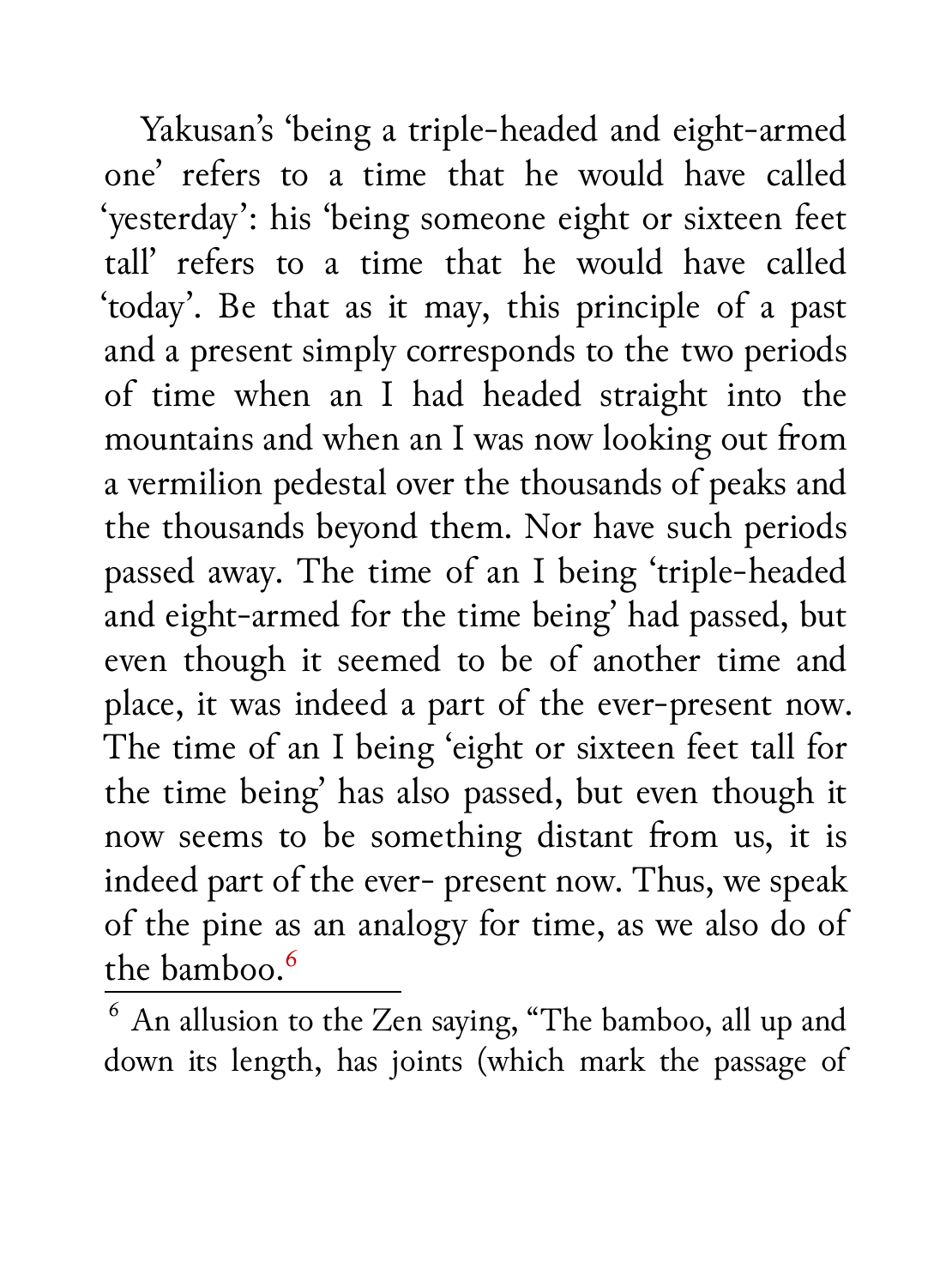Yakusan's 'being a triple-headed and eight-armed one' refers to a time that he would have called 'yesterday': his 'being someone eight or sixteen feet tall' refers to a time that he would have called 'today'. Be that as it may, this principle of a past and a present simply corresponds to the two periods of time when an I had headed straight into the mountains and when an I was now looking out from a vermilion pedestal over the thousands of peaks and the thousands beyond them. Nor have such periods passed away. The time of an I being 'triple-headed and eight-armed for the time being' had passed, but even though it seemed to be of another time and place, it was indeed a part of the ever-present now. The time of an I being 'eight or sixteen feet tall for the time being' has also passed, but even though it now seems to be something distant from us, it is indeed part of the ever- present now. Thus, we speak of the pine as an analogy for time, as we also do of the bamboo.[6]

---

[6] An allusion to the Zen saying, "The bamboo, all up and down its length, has joints (which mark the passage of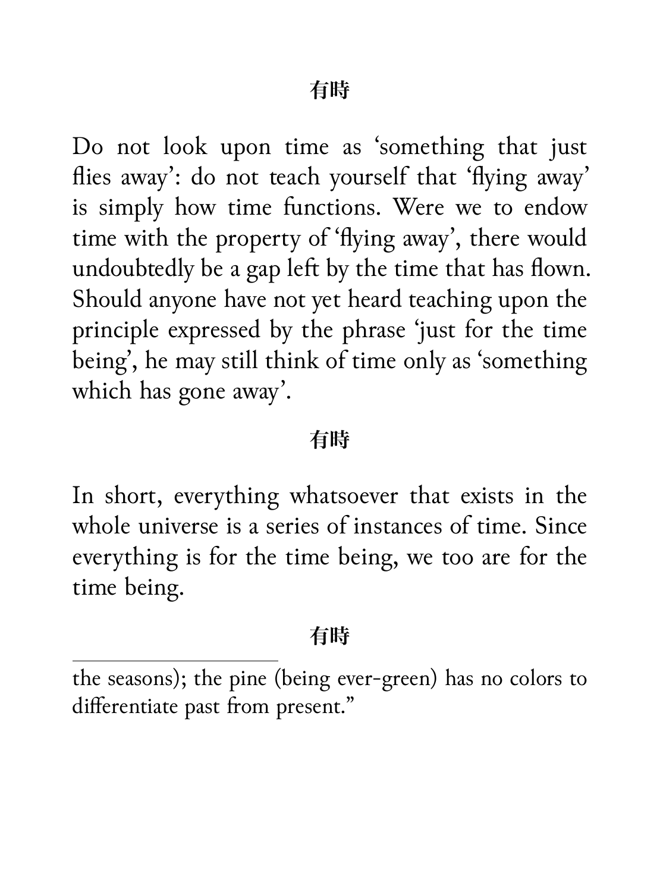**有時**

Do not look upon time as 'something that just flies away': do not teach yourself that 'flying away' is simply how time functions. Were we to endow time with the property of 'flying away', there would undoubtedly be a gap left by the time that has flown. Should anyone have not yet heard teaching upon the principle expressed by the phrase 'just for the time being', he may still think of time only as 'something which has gone away'.

**有時**

In short, everything whatsoever that exists in the whole universe is a series of instances of time. Since everything is for the time being, we too are for the time being.

**有時**

---

the seasons); the pine (being ever-green) has no colors to differentiate past from present."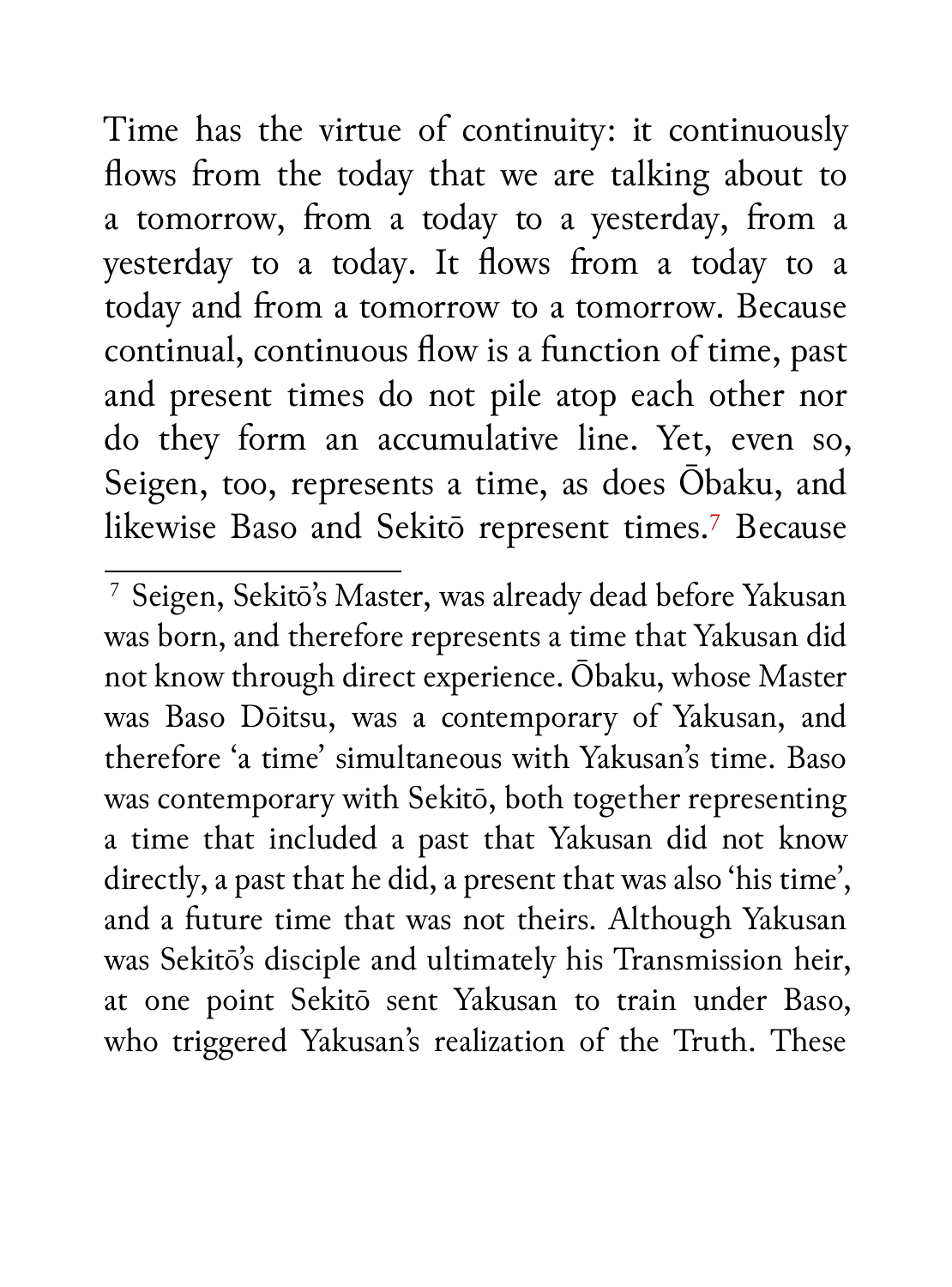Time has the virtue of continuity: it continuously flows from the today that we are talking about to a tomorrow, from a today to a yesterday, from a yesterday to a today. It flows from a today to a today and from a tomorrow to a tomorrow. Because continual, continuous flow is a function of time, past and present times do not pile atop each other nor do they form an accumulative line. Yet, even so, Seigen, too, represents a time, as does Ōbaku, and likewise Baso and Sekitō represent times.[7] Because

[7] Seigen, Sekitō's Master, was already dead before Yakusan was born, and therefore represents a time that Yakusan did not know through direct experience. Ōbaku, whose Master was Baso Dōitsu, was a contemporary of Yakusan, and therefore 'a time' simultaneous with Yakusan's time. Baso was contemporary with Sekitō, both together representing a time that included a past that Yakusan did not know directly, a past that he did, a present that was also 'his time', and a future time that was not theirs. Although Yakusan was Sekitō's disciple and ultimately his Transmission heir, at one point Sekitō sent Yakusan to train under Baso, who triggered Yakusan's realization of the Truth. These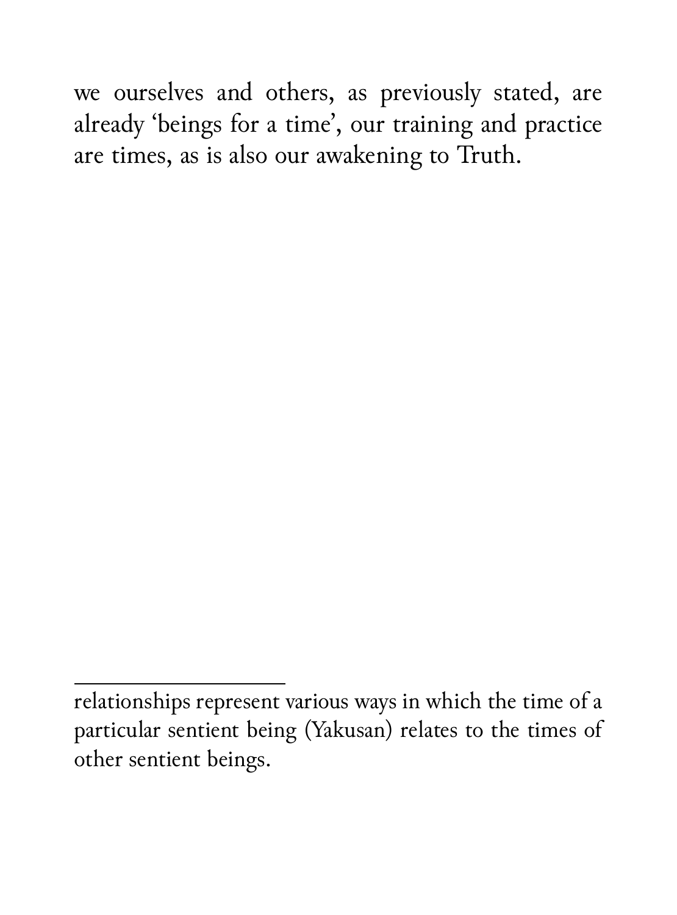we ourselves and others, as previously stated, are already 'beings for a time', our training and practice are times, as is also our awakening to Truth.

---

relationships represent various ways in which the time of a particular sentient being (Yakusan) relates to the times of other sentient beings.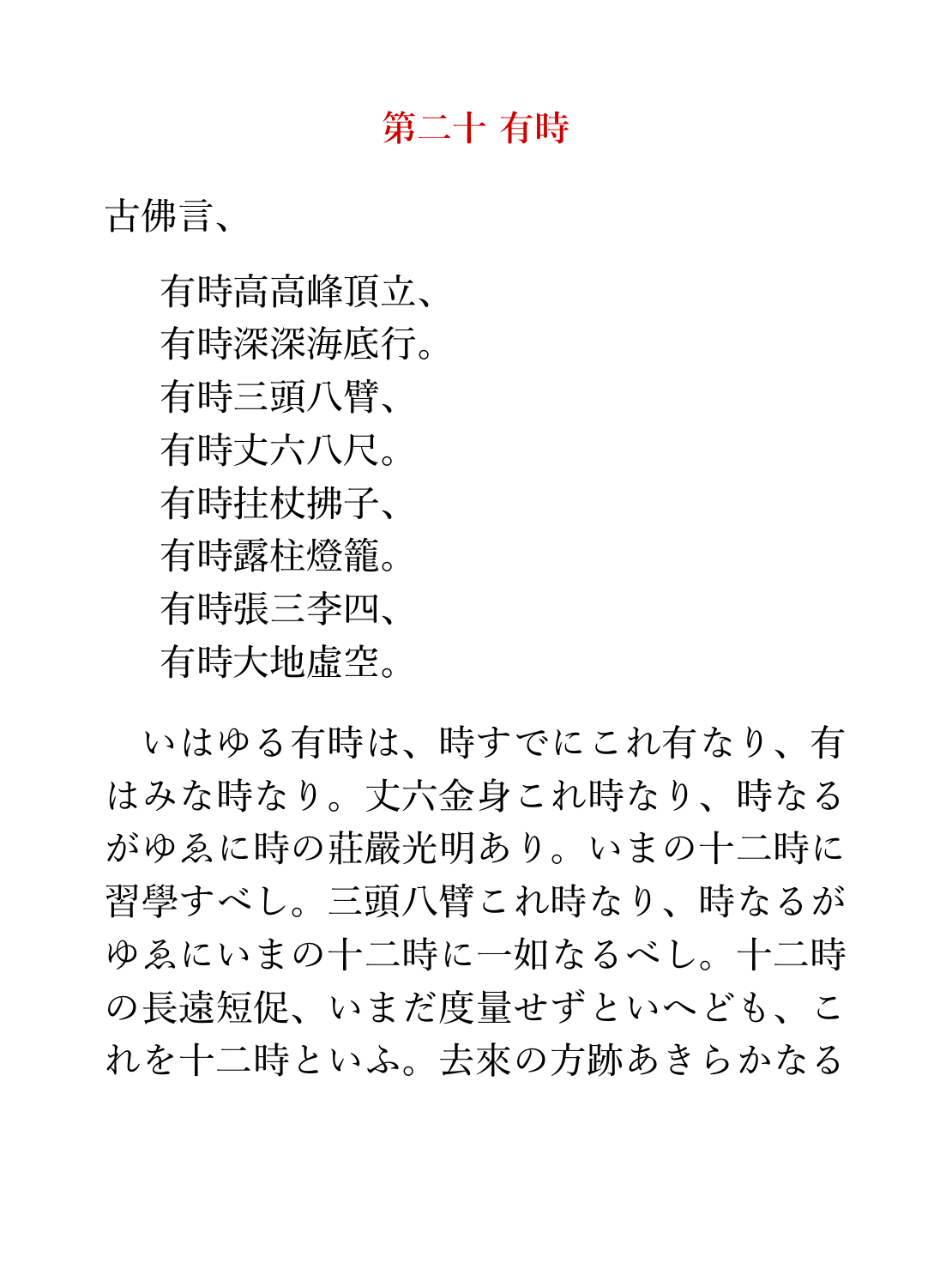# 第二十 有時

古佛言、

有時高高峰頂立、
有時深深海底行。
有時三頭八臂、
有時丈六八尺。
有時拄杖拂子、
有時露柱燈籠。
有時張三李四、
有時大地虛空。

いはゆる有時は、時すでにこれ有なり、有はみな時なり。丈六金身これ時なり、時なるがゆゑに時の莊嚴光明あり。いまの十二時に習學すべし。三頭八臂これ時なり、時なるがゆゑにいまの十二時に一如なるべし。十二時の長遠短促、いまだ度量せずといへども、これを十二時といふ。去來の方跡あきらかなる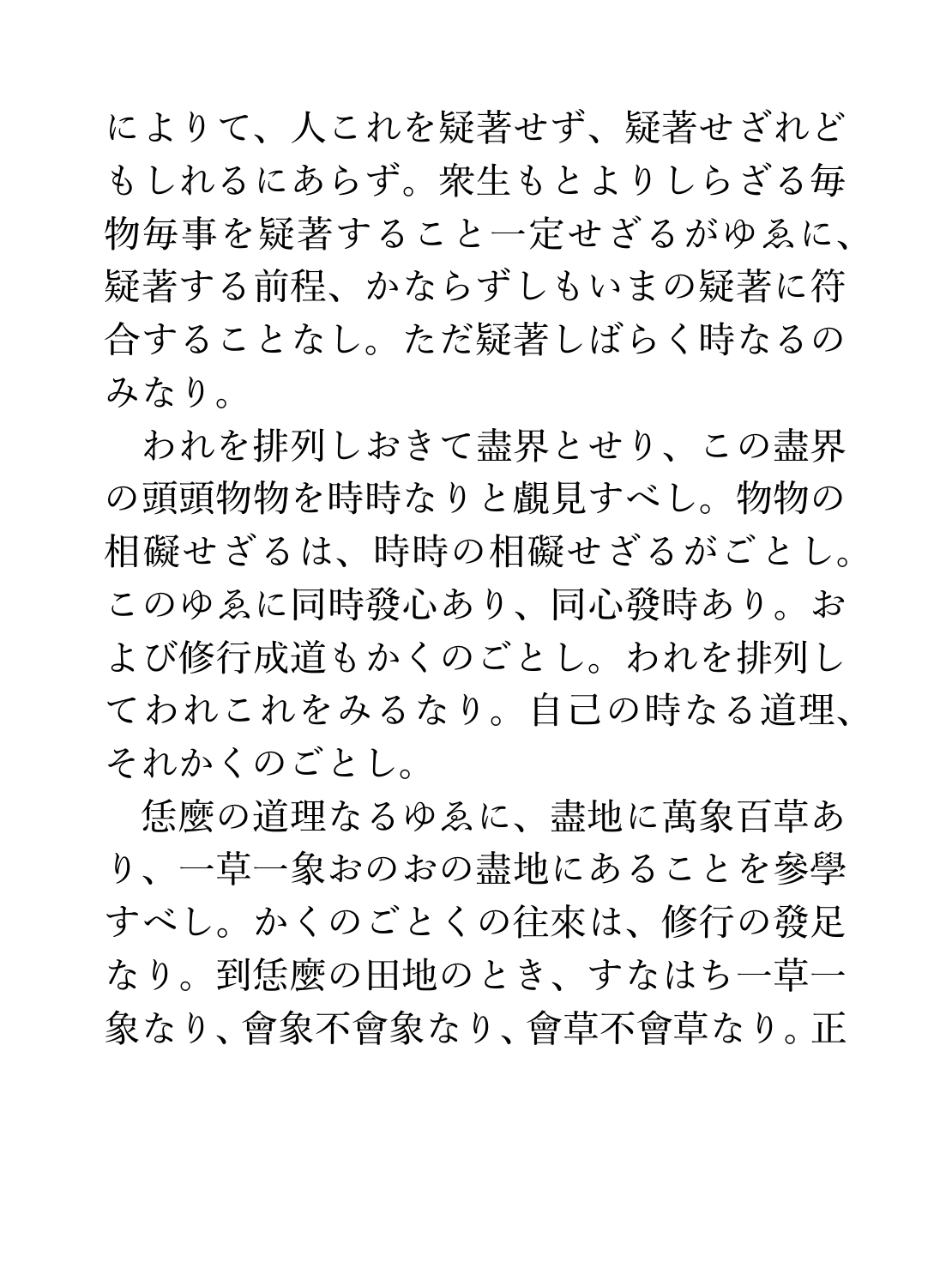によりて、人これを疑著せず、疑著せざれどもしれるにあらず。衆生もとよりしらざる毎物毎事を疑著すること一定せざるがゆゑに、疑著する前程、かならずしもいまの疑著に符合することなし。ただ疑著しばらく時なるのみなり。

　われを排列しおきて盡界とせり、この盡界の頭頭物物を時時なりと覰見すべし。物物の相礙せざるは、時時の相礙せざるがごとし。このゆゑに同時發心あり、同心發時あり。および修行成道もかくのごとし。われを排列してわれこれをみるなり。自己の時なる道理、それかくのごとし。

　恁麼の道理なるゆゑに、盡地に萬象百草あり、一草一象おのおの盡地にあることを參學すべし。かくのごとくの往來は、修行の發足なり。到恁麼の田地のとき、すなはち一草一象なり、會象不會象なり、會草不會草なり。正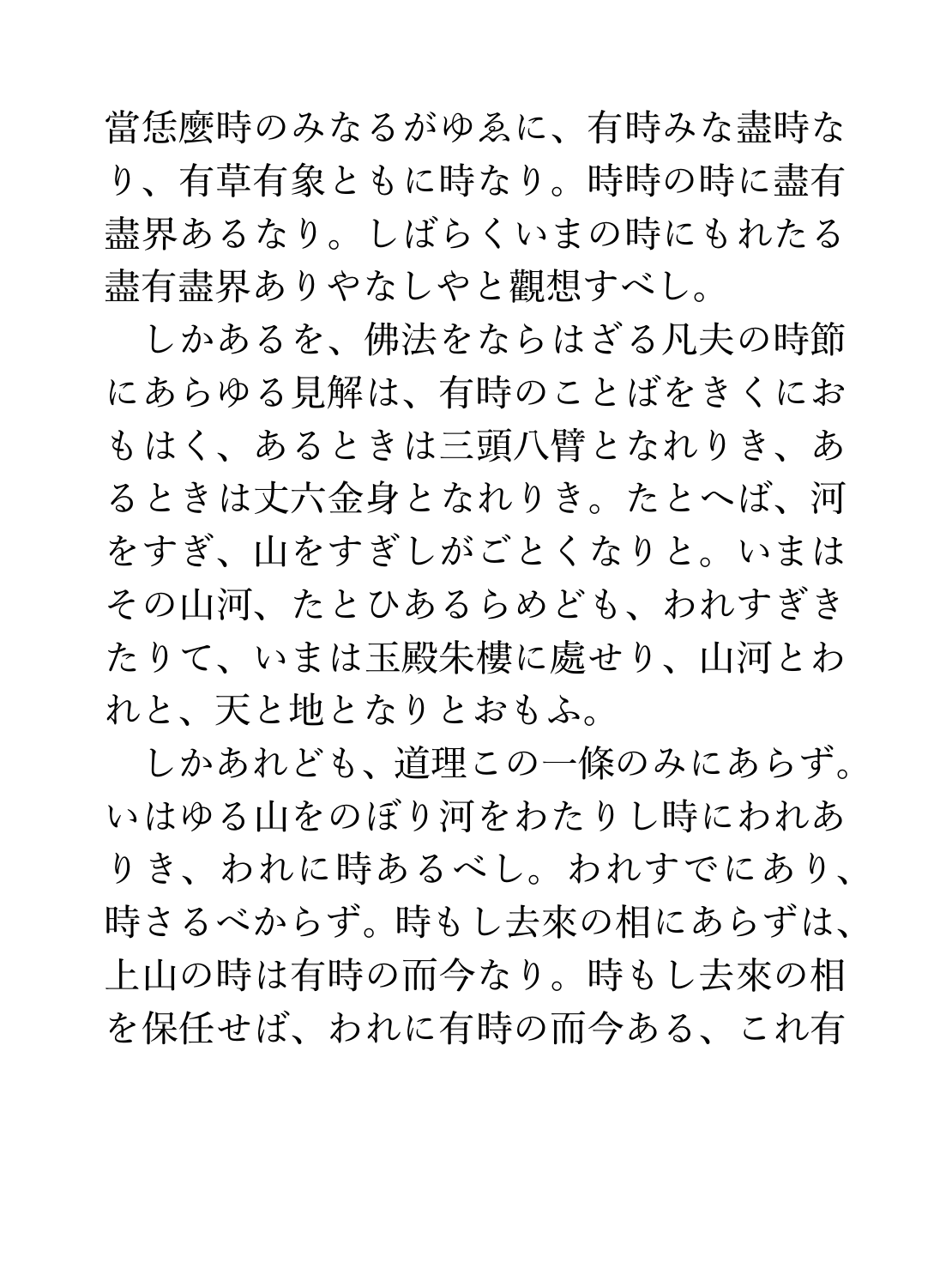當恁麼時のみなるがゆゑに、有時みな盡時なり、有草有象ともに時なり。時時の時に盡有盡界あるなり。しばらくいまの時にもれたる盡有盡界ありやなしやと觀想すべし。

　しかあるを、佛法をならはざる凡夫の時節にあらゆる見解は、有時のことばをきくにおもはく、あるときは三頭八臂となれりき、あるときは丈六金身となれりき。たとへば、河をすぎ、山をすぎしがごとくなりと。いまはその山河、たとひあるらめども、われすぎきたりて、いまは玉殿朱樓に處せり、山河とわれと、天と地となりとおもふ。

　しかあれども、道理この一條のみにあらず。いはゆる山をのぼり河をわたりし時にわれありき、われに時あるべし。われすでにあり、時さるべからず。時もし去來の相にあらずは、上山の時は有時の而今なり。時もし去來の相を保任せば、われに有時の而今ある、これ有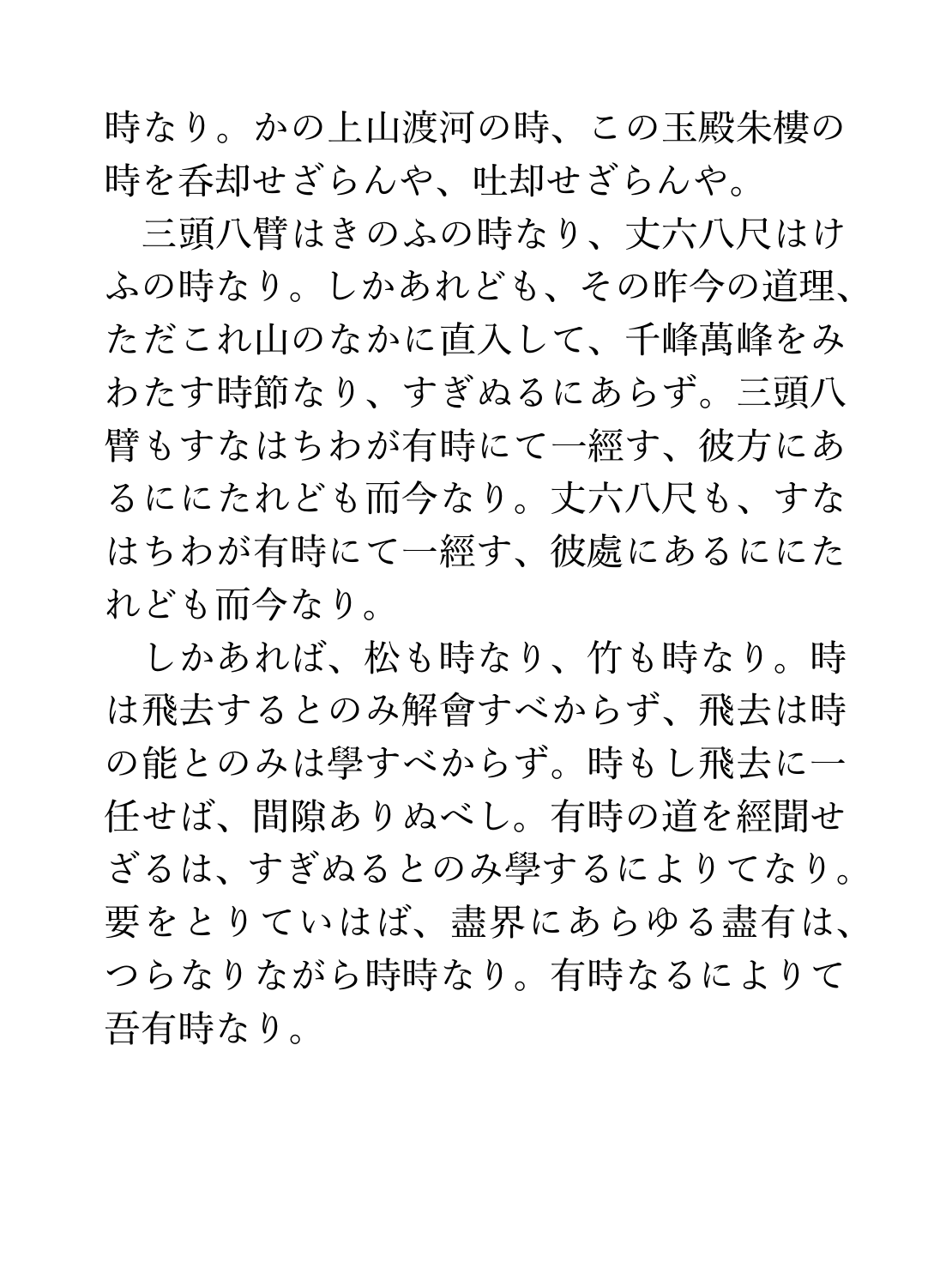時なり。かの上山渡河の時、この玉殿朱樓の時を呑却せざらんや、吐却せざらんや。

三頭八臂はきのふの時なり、丈六八尺はけふの時なり。しかあれども、その昨今の道理、ただこれ山のなかに直入して、千峰萬峰をみわたす時節なり、すぎぬるにあらず。三頭八臂もすなはちわが有時にて一經す、彼方にあるににたれども而今なり。丈六八尺も、すなはちわが有時にて一經す、彼處にあるににたれども而今なり。

しかあれば、松も時なり、竹も時なり。時は飛去するとのみ解會すべからず、飛去は時の能とのみは學すべからず。時もし飛去に一任せば、間隙ありぬべし。有時の道を經聞せざるは、すぎぬるとのみ學するによりてなり。要をとりていはば、盡界にあらゆる盡有は、つらなりながら時時なり。有時なるによりて吾有時なり。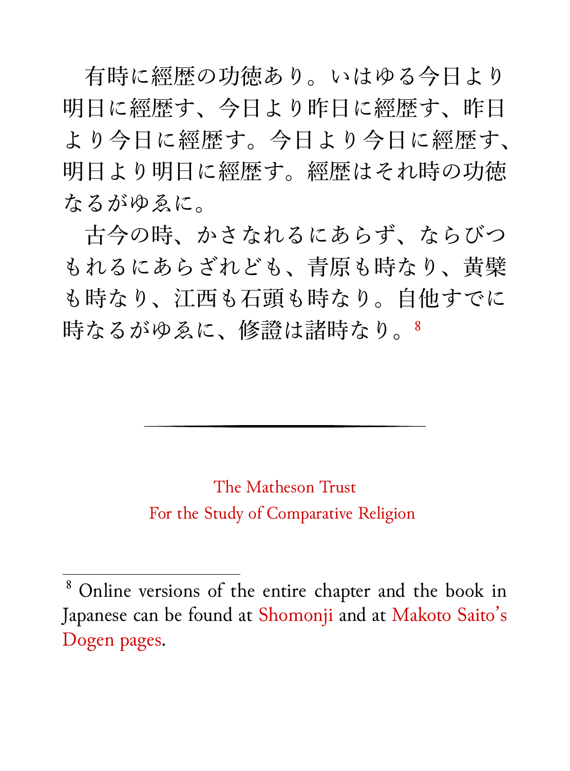有時に經歷の功德あり。いはゆる今日より明日に經歷す、今日より昨日に經歷す、昨日より今日に經歷す。今日より今日に經歷す、明日より明日に經歷す。經歷はそれ時の功德なるがゆゑに。

古今の時、かさなれるにあらず、ならびつもれるにあらざれども、青原も時なり、黃檗も時なり、江西も石頭も時なり。自他すでに時なるがゆゑに、修證は諸時なり。[8]

---

The Matheson Trust
For the Study of Comparative Religion

---

[8] Online versions of the entire chapter and the book in Japanese can be found at Shomonji and at Makoto Saito's Dogen pages.